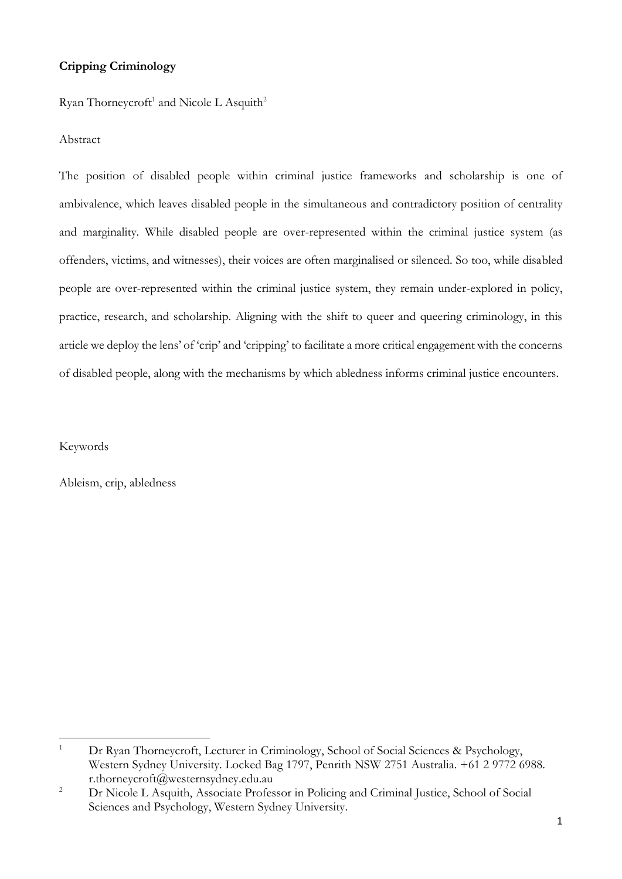**Cripping Criminology**

Ryan Thorneycroft[1] and Nicole L Asquith[2]

Abstract

The position of disabled people within criminal justice frameworks and scholarship is one of ambivalence, which leaves disabled people in the simultaneous and contradictory position of centrality and marginality. While disabled people are over-represented within the criminal justice system (as offenders, victims, and witnesses), their voices are often marginalised or silenced. So too, while disabled people are over-represented within the criminal justice system, they remain under-explored in policy, practice, research, and scholarship. Aligning with the shift to queer and queering criminology, in this article we deploy the lens' of 'crip' and 'cripping' to facilitate a more critical engagement with the concerns of disabled people, along with the mechanisms by which abledness informs criminal justice encounters.

Keywords

Ableism, crip, abledness

---

[1] Dr Ryan Thorneycroft, Lecturer in Criminology, School of Social Sciences & Psychology, Western Sydney University. Locked Bag 1797, Penrith NSW 2751 Australia. +61 2 9772 6988. r.thorneycroft@westernsydney.edu.au

[2] Dr Nicole L Asquith, Associate Professor in Policing and Criminal Justice, School of Social Sciences and Psychology, Western Sydney University.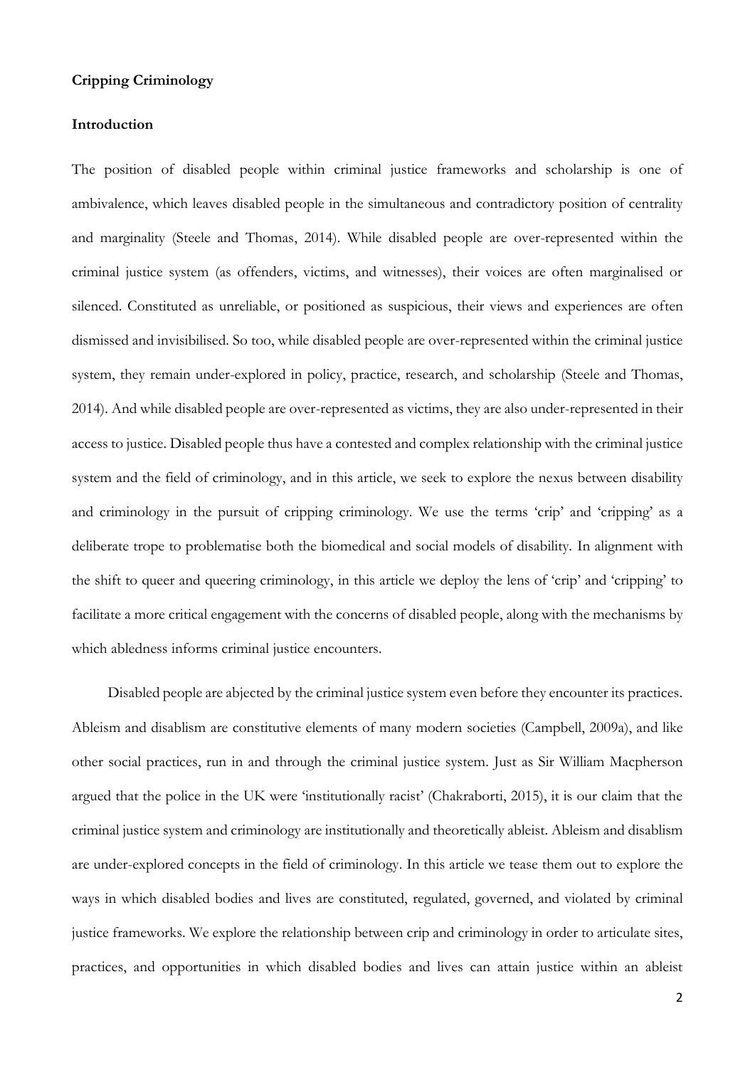**Cripping Criminology**

**Introduction**

The position of disabled people within criminal justice frameworks and scholarship is one of ambivalence, which leaves disabled people in the simultaneous and contradictory position of centrality and marginality (Steele and Thomas, 2014). While disabled people are over-represented within the criminal justice system (as offenders, victims, and witnesses), their voices are often marginalised or silenced. Constituted as unreliable, or positioned as suspicious, their views and experiences are often dismissed and invisibilised. So too, while disabled people are over-represented within the criminal justice system, they remain under-explored in policy, practice, research, and scholarship (Steele and Thomas, 2014). And while disabled people are over-represented as victims, they are also under-represented in their access to justice. Disabled people thus have a contested and complex relationship with the criminal justice system and the field of criminology, and in this article, we seek to explore the nexus between disability and criminology in the pursuit of cripping criminology. We use the terms 'crip' and 'cripping' as a deliberate trope to problematise both the biomedical and social models of disability. In alignment with the shift to queer and queering criminology, in this article we deploy the lens of 'crip' and 'cripping' to facilitate a more critical engagement with the concerns of disabled people, along with the mechanisms by which abledness informs criminal justice encounters.

Disabled people are abjected by the criminal justice system even before they encounter its practices. Ableism and disablism are constitutive elements of many modern societies (Campbell, 2009a), and like other social practices, run in and through the criminal justice system. Just as Sir William Macpherson argued that the police in the UK were 'institutionally racist' (Chakraborti, 2015), it is our claim that the criminal justice system and criminology are institutionally and theoretically ableist. Ableism and disablism are under-explored concepts in the field of criminology. In this article we tease them out to explore the ways in which disabled bodies and lives are constituted, regulated, governed, and violated by criminal justice frameworks. We explore the relationship between crip and criminology in order to articulate sites, practices, and opportunities in which disabled bodies and lives can attain justice within an ableist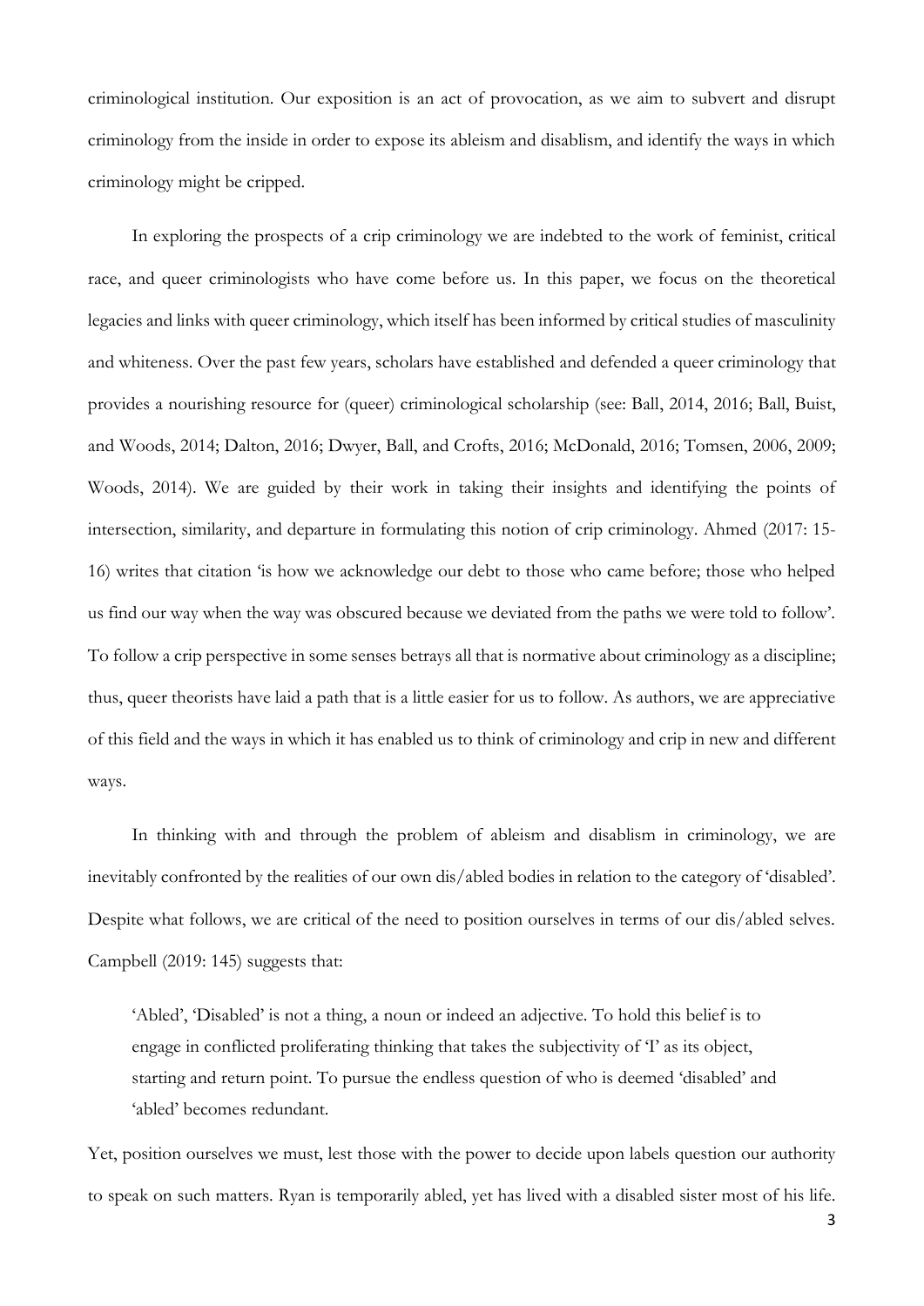criminological institution. Our exposition is an act of provocation, as we aim to subvert and disrupt criminology from the inside in order to expose its ableism and disablism, and identify the ways in which criminology might be cripped.

In exploring the prospects of a crip criminology we are indebted to the work of feminist, critical race, and queer criminologists who have come before us. In this paper, we focus on the theoretical legacies and links with queer criminology, which itself has been informed by critical studies of masculinity and whiteness. Over the past few years, scholars have established and defended a queer criminology that provides a nourishing resource for (queer) criminological scholarship (see: Ball, 2014, 2016; Ball, Buist, and Woods, 2014; Dalton, 2016; Dwyer, Ball, and Crofts, 2016; McDonald, 2016; Tomsen, 2006, 2009; Woods, 2014). We are guided by their work in taking their insights and identifying the points of intersection, similarity, and departure in formulating this notion of crip criminology. Ahmed (2017: 15-16) writes that citation 'is how we acknowledge our debt to those who came before; those who helped us find our way when the way was obscured because we deviated from the paths we were told to follow'. To follow a crip perspective in some senses betrays all that is normative about criminology as a discipline; thus, queer theorists have laid a path that is a little easier for us to follow. As authors, we are appreciative of this field and the ways in which it has enabled us to think of criminology and crip in new and different ways.

In thinking with and through the problem of ableism and disablism in criminology, we are inevitably confronted by the realities of our own dis/abled bodies in relation to the category of 'disabled'. Despite what follows, we are critical of the need to position ourselves in terms of our dis/abled selves. Campbell (2019: 145) suggests that:

> 'Abled', 'Disabled' is not a thing, a noun or indeed an adjective. To hold this belief is to engage in conflicted proliferating thinking that takes the subjectivity of 'I' as its object, starting and return point. To pursue the endless question of who is deemed 'disabled' and 'abled' becomes redundant.

Yet, position ourselves we must, lest those with the power to decide upon labels question our authority to speak on such matters. Ryan is temporarily abled, yet has lived with a disabled sister most of his life.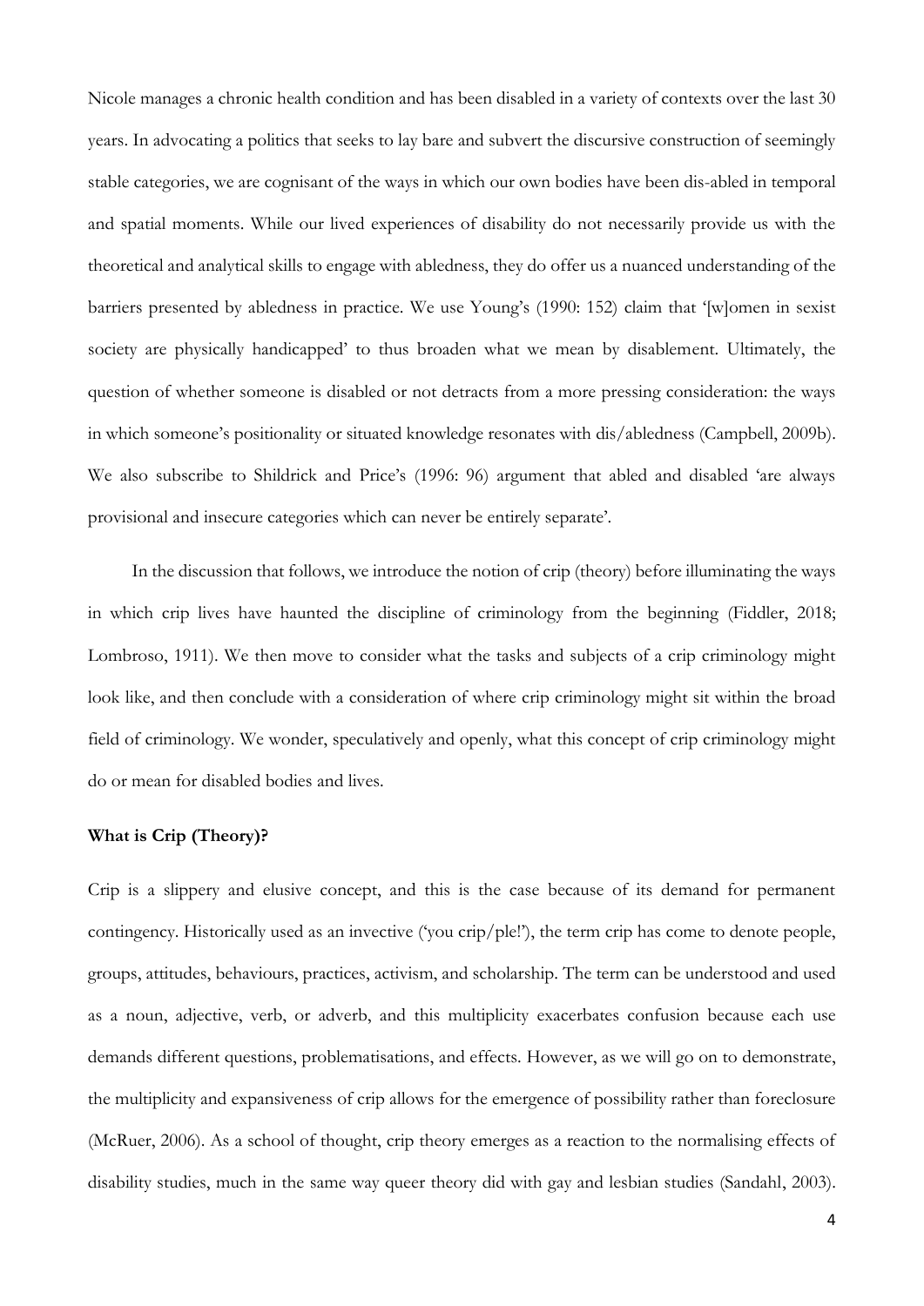Nicole manages a chronic health condition and has been disabled in a variety of contexts over the last 30 years. In advocating a politics that seeks to lay bare and subvert the discursive construction of seemingly stable categories, we are cognisant of the ways in which our own bodies have been dis-abled in temporal and spatial moments. While our lived experiences of disability do not necessarily provide us with the theoretical and analytical skills to engage with abledness, they do offer us a nuanced understanding of the barriers presented by abledness in practice. We use Young's (1990: 152) claim that '[w]omen in sexist society are physically handicapped' to thus broaden what we mean by disablement. Ultimately, the question of whether someone is disabled or not detracts from a more pressing consideration: the ways in which someone's positionality or situated knowledge resonates with dis/abledness (Campbell, 2009b). We also subscribe to Shildrick and Price's (1996: 96) argument that abled and disabled 'are always provisional and insecure categories which can never be entirely separate'.

In the discussion that follows, we introduce the notion of crip (theory) before illuminating the ways in which crip lives have haunted the discipline of criminology from the beginning (Fiddler, 2018; Lombroso, 1911). We then move to consider what the tasks and subjects of a crip criminology might look like, and then conclude with a consideration of where crip criminology might sit within the broad field of criminology. We wonder, speculatively and openly, what this concept of crip criminology might do or mean for disabled bodies and lives.

**What is Crip (Theory)?**

Crip is a slippery and elusive concept, and this is the case because of its demand for permanent contingency. Historically used as an invective ('you crip/ple!'), the term crip has come to denote people, groups, attitudes, behaviours, practices, activism, and scholarship. The term can be understood and used as a noun, adjective, verb, or adverb, and this multiplicity exacerbates confusion because each use demands different questions, problematisations, and effects. However, as we will go on to demonstrate, the multiplicity and expansiveness of crip allows for the emergence of possibility rather than foreclosure (McRuer, 2006). As a school of thought, crip theory emerges as a reaction to the normalising effects of disability studies, much in the same way queer theory did with gay and lesbian studies (Sandahl, 2003).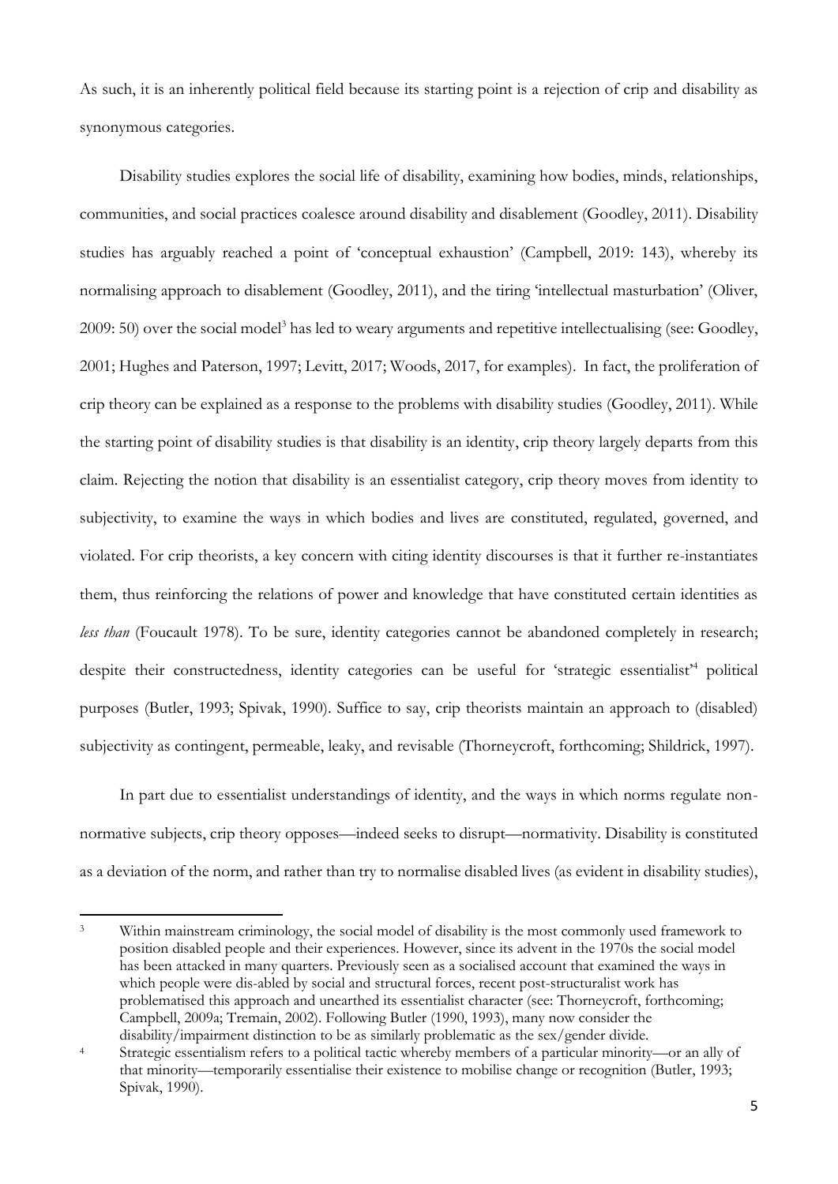As such, it is an inherently political field because its starting point is a rejection of crip and disability as synonymous categories.

Disability studies explores the social life of disability, examining how bodies, minds, relationships, communities, and social practices coalesce around disability and disablement (Goodley, 2011). Disability studies has arguably reached a point of 'conceptual exhaustion' (Campbell, 2019: 143), whereby its normalising approach to disablement (Goodley, 2011), and the tiring 'intellectual masturbation' (Oliver, 2009: 50) over the social model[3] has led to weary arguments and repetitive intellectualising (see: Goodley, 2001; Hughes and Paterson, 1997; Levitt, 2017; Woods, 2017, for examples). In fact, the proliferation of crip theory can be explained as a response to the problems with disability studies (Goodley, 2011). While the starting point of disability studies is that disability is an identity, crip theory largely departs from this claim. Rejecting the notion that disability is an essentialist category, crip theory moves from identity to subjectivity, to examine the ways in which bodies and lives are constituted, regulated, governed, and violated. For crip theorists, a key concern with citing identity discourses is that it further re-instantiates them, thus reinforcing the relations of power and knowledge that have constituted certain identities as *less than* (Foucault 1978). To be sure, identity categories cannot be abandoned completely in research; despite their constructedness, identity categories can be useful for 'strategic essentialist'[4] political purposes (Butler, 1993; Spivak, 1990). Suffice to say, crip theorists maintain an approach to (disabled) subjectivity as contingent, permeable, leaky, and revisable (Thorneycroft, forthcoming; Shildrick, 1997).

In part due to essentialist understandings of identity, and the ways in which norms regulate non-normative subjects, crip theory opposes—indeed seeks to disrupt—normativity. Disability is constituted as a deviation of the norm, and rather than try to normalise disabled lives (as evident in disability studies),

---

[3] Within mainstream criminology, the social model of disability is the most commonly used framework to position disabled people and their experiences. However, since its advent in the 1970s the social model has been attacked in many quarters. Previously seen as a socialised account that examined the ways in which people were dis-abled by social and structural forces, recent post-structuralist work has problematised this approach and unearthed its essentialist character (see: Thorneycroft, forthcoming; Campbell, 2009a; Tremain, 2002). Following Butler (1990, 1993), many now consider the disability/impairment distinction to be as similarly problematic as the sex/gender divide.

[4] Strategic essentialism refers to a political tactic whereby members of a particular minority—or an ally of that minority—temporarily essentialise their existence to mobilise change or recognition (Butler, 1993; Spivak, 1990).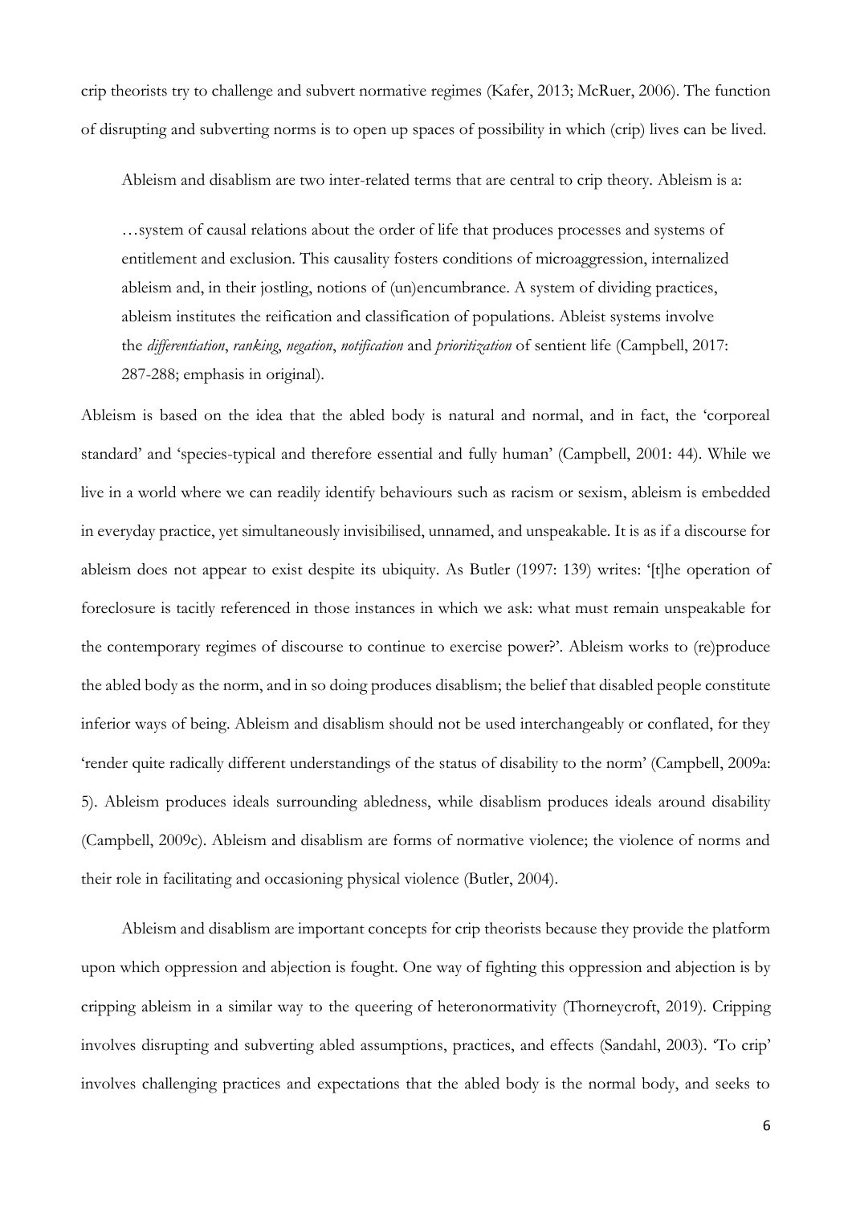crip theorists try to challenge and subvert normative regimes (Kafer, 2013; McRuer, 2006). The function of disrupting and subverting norms is to open up spaces of possibility in which (crip) lives can be lived.

Ableism and disablism are two inter-related terms that are central to crip theory. Ableism is a:

> …system of causal relations about the order of life that produces processes and systems of entitlement and exclusion. This causality fosters conditions of microaggression, internalized ableism and, in their jostling, notions of (un)encumbrance. A system of dividing practices, ableism institutes the reification and classification of populations. Ableist systems involve the *differentiation*, *ranking*, *negation*, *notification* and *prioritization* of sentient life (Campbell, 2017: 287-288; emphasis in original).

Ableism is based on the idea that the abled body is natural and normal, and in fact, the 'corporeal standard' and 'species-typical and therefore essential and fully human' (Campbell, 2001: 44). While we live in a world where we can readily identify behaviours such as racism or sexism, ableism is embedded in everyday practice, yet simultaneously invisibilised, unnamed, and unspeakable. It is as if a discourse for ableism does not appear to exist despite its ubiquity. As Butler (1997: 139) writes: '[t]he operation of foreclosure is tacitly referenced in those instances in which we ask: what must remain unspeakable for the contemporary regimes of discourse to continue to exercise power?'. Ableism works to (re)produce the abled body as the norm, and in so doing produces disablism; the belief that disabled people constitute inferior ways of being. Ableism and disablism should not be used interchangeably or conflated, for they 'render quite radically different understandings of the status of disability to the norm' (Campbell, 2009a: 5). Ableism produces ideals surrounding abledness, while disablism produces ideals around disability (Campbell, 2009c). Ableism and disablism are forms of normative violence; the violence of norms and their role in facilitating and occasioning physical violence (Butler, 2004).

Ableism and disablism are important concepts for crip theorists because they provide the platform upon which oppression and abjection is fought. One way of fighting this oppression and abjection is by cripping ableism in a similar way to the queering of heteronormativity (Thorneycroft, 2019). Cripping involves disrupting and subverting abled assumptions, practices, and effects (Sandahl, 2003). 'To crip' involves challenging practices and expectations that the abled body is the normal body, and seeks to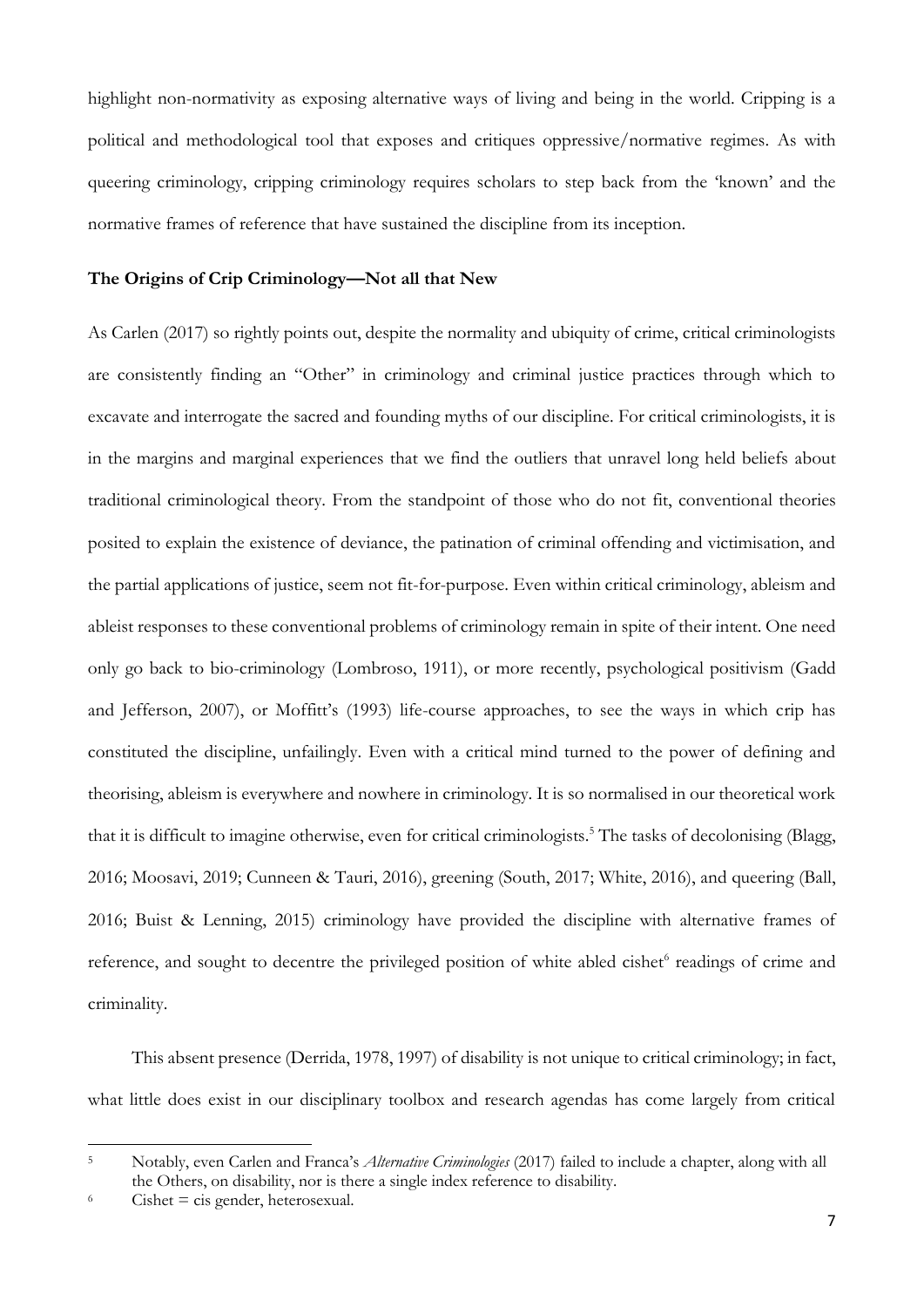highlight non-normativity as exposing alternative ways of living and being in the world. Cripping is a political and methodological tool that exposes and critiques oppressive/normative regimes. As with queering criminology, cripping criminology requires scholars to step back from the 'known' and the normative frames of reference that have sustained the discipline from its inception.

**The Origins of Crip Criminology—Not all that New**

As Carlen (2017) so rightly points out, despite the normality and ubiquity of crime, critical criminologists are consistently finding an "Other" in criminology and criminal justice practices through which to excavate and interrogate the sacred and founding myths of our discipline. For critical criminologists, it is in the margins and marginal experiences that we find the outliers that unravel long held beliefs about traditional criminological theory. From the standpoint of those who do not fit, conventional theories posited to explain the existence of deviance, the patination of criminal offending and victimisation, and the partial applications of justice, seem not fit-for-purpose. Even within critical criminology, ableism and ableist responses to these conventional problems of criminology remain in spite of their intent. One need only go back to bio-criminology (Lombroso, 1911), or more recently, psychological positivism (Gadd and Jefferson, 2007), or Moffitt's (1993) life-course approaches, to see the ways in which crip has constituted the discipline, unfailingly. Even with a critical mind turned to the power of defining and theorising, ableism is everywhere and nowhere in criminology. It is so normalised in our theoretical work that it is difficult to imagine otherwise, even for critical criminologists.[5] The tasks of decolonising (Blagg, 2016; Moosavi, 2019; Cunneen & Tauri, 2016), greening (South, 2017; White, 2016), and queering (Ball, 2016; Buist & Lenning, 2015) criminology have provided the discipline with alternative frames of reference, and sought to decentre the privileged position of white abled cishet[6] readings of crime and criminality.

This absent presence (Derrida, 1978, 1997) of disability is not unique to critical criminology; in fact, what little does exist in our disciplinary toolbox and research agendas has come largely from critical

---

[5] Notably, even Carlen and Franca's *Alternative Criminologies* (2017) failed to include a chapter, along with all the Others, on disability, nor is there a single index reference to disability.

[6] Cishet = cis gender, heterosexual.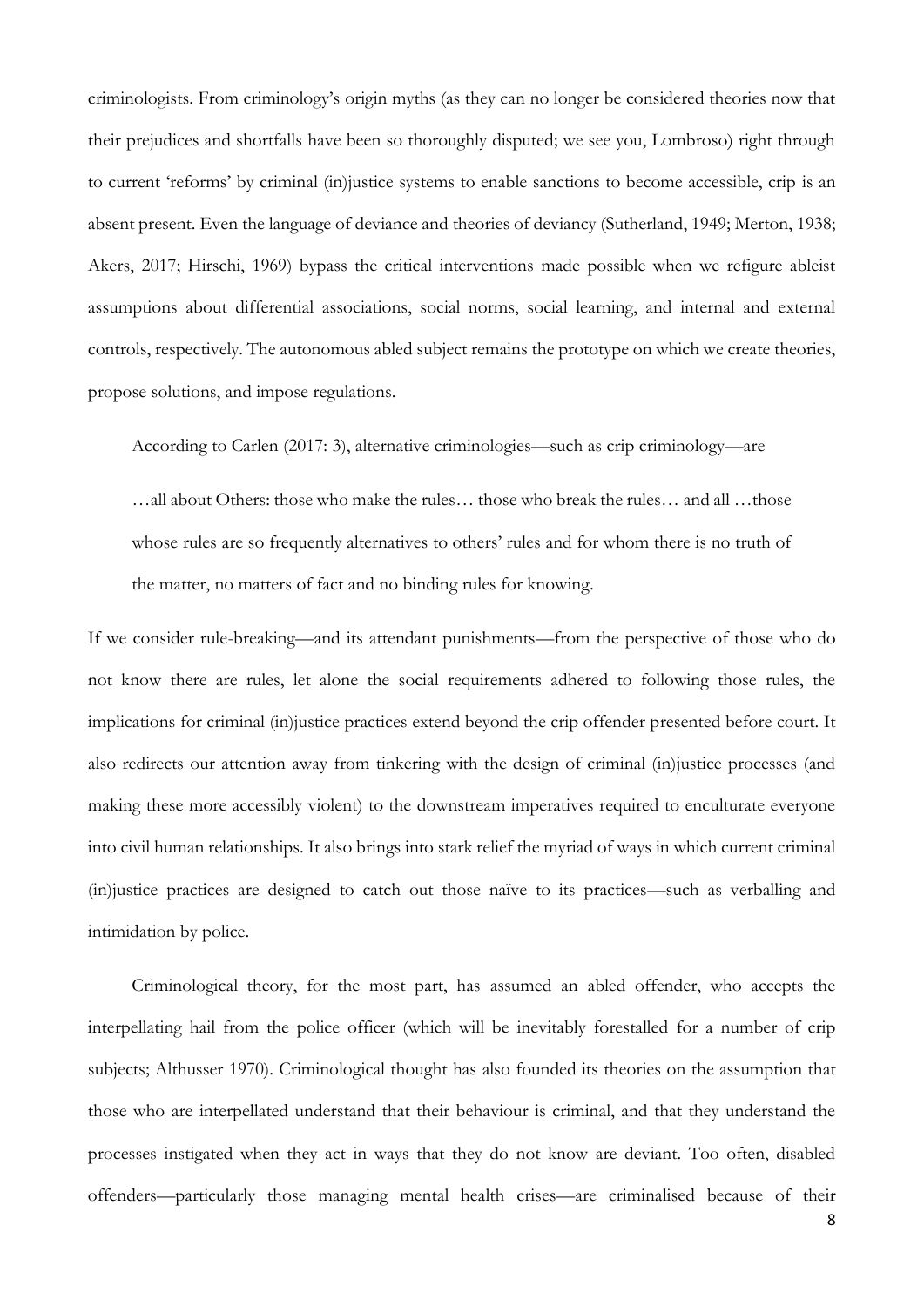criminologists. From criminology's origin myths (as they can no longer be considered theories now that their prejudices and shortfalls have been so thoroughly disputed; we see you, Lombroso) right through to current 'reforms' by criminal (in)justice systems to enable sanctions to become accessible, crip is an absent present. Even the language of deviance and theories of deviancy (Sutherland, 1949; Merton, 1938; Akers, 2017; Hirschi, 1969) bypass the critical interventions made possible when we refigure ableist assumptions about differential associations, social norms, social learning, and internal and external controls, respectively. The autonomous abled subject remains the prototype on which we create theories, propose solutions, and impose regulations.

According to Carlen (2017: 3), alternative criminologies—such as crip criminology—are

> …all about Others: those who make the rules… those who break the rules… and all …those whose rules are so frequently alternatives to others' rules and for whom there is no truth of the matter, no matters of fact and no binding rules for knowing.

If we consider rule-breaking—and its attendant punishments—from the perspective of those who do not know there are rules, let alone the social requirements adhered to following those rules, the implications for criminal (in)justice practices extend beyond the crip offender presented before court. It also redirects our attention away from tinkering with the design of criminal (in)justice processes (and making these more accessibly violent) to the downstream imperatives required to enculturate everyone into civil human relationships. It also brings into stark relief the myriad of ways in which current criminal (in)justice practices are designed to catch out those naïve to its practices—such as verballing and intimidation by police.

Criminological theory, for the most part, has assumed an abled offender, who accepts the interpellating hail from the police officer (which will be inevitably forestalled for a number of crip subjects; Althusser 1970). Criminological thought has also founded its theories on the assumption that those who are interpellated understand that their behaviour is criminal, and that they understand the processes instigated when they act in ways that they do not know are deviant. Too often, disabled offenders—particularly those managing mental health crises—are criminalised because of their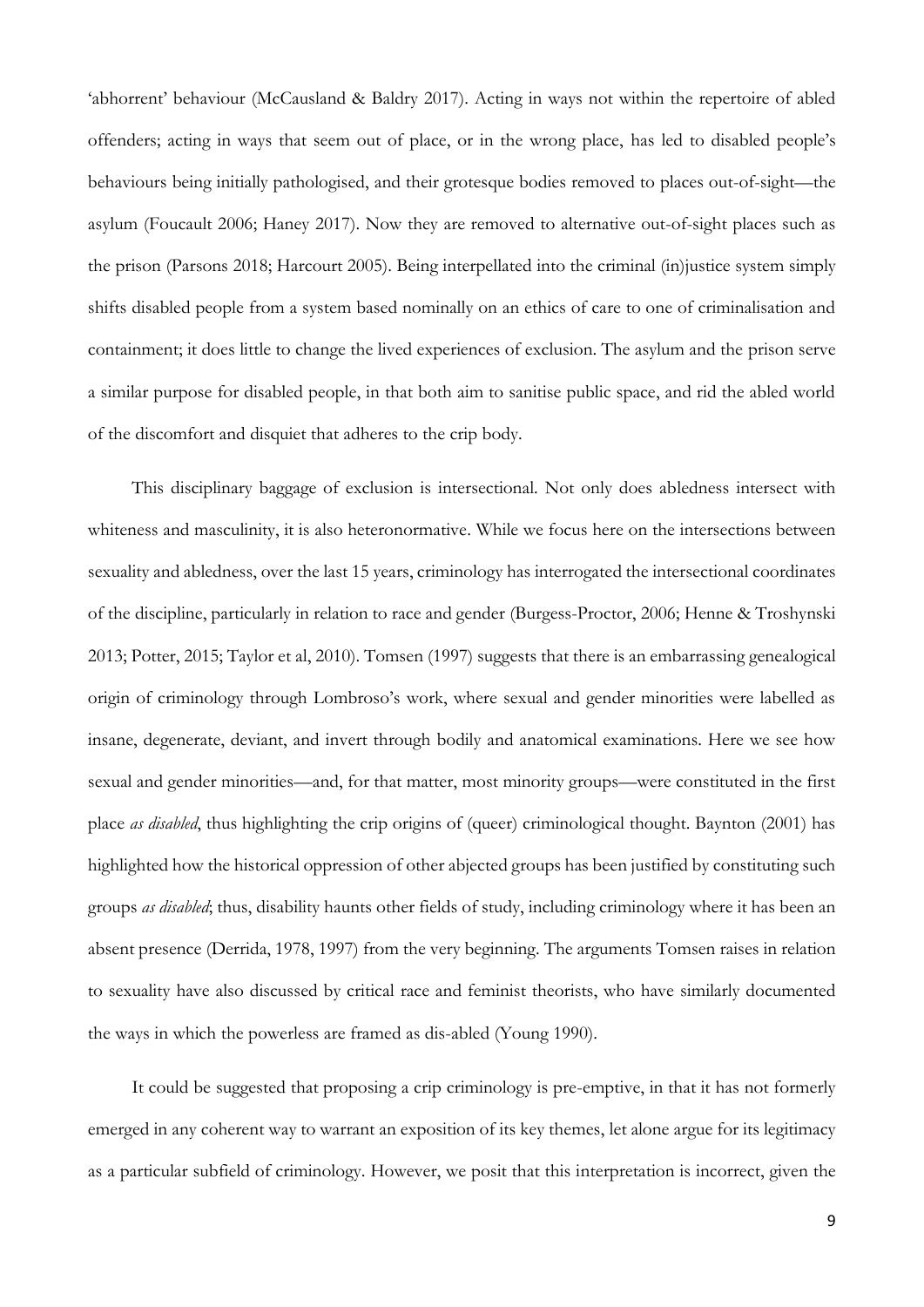'abhorrent' behaviour (McCausland & Baldry 2017). Acting in ways not within the repertoire of abled offenders; acting in ways that seem out of place, or in the wrong place, has led to disabled people's behaviours being initially pathologised, and their grotesque bodies removed to places out-of-sight—the asylum (Foucault 2006; Haney 2017). Now they are removed to alternative out-of-sight places such as the prison (Parsons 2018; Harcourt 2005). Being interpellated into the criminal (in)justice system simply shifts disabled people from a system based nominally on an ethics of care to one of criminalisation and containment; it does little to change the lived experiences of exclusion. The asylum and the prison serve a similar purpose for disabled people, in that both aim to sanitise public space, and rid the abled world of the discomfort and disquiet that adheres to the crip body.

This disciplinary baggage of exclusion is intersectional. Not only does abledness intersect with whiteness and masculinity, it is also heteronormative. While we focus here on the intersections between sexuality and abledness, over the last 15 years, criminology has interrogated the intersectional coordinates of the discipline, particularly in relation to race and gender (Burgess-Proctor, 2006; Henne & Troshynski 2013; Potter, 2015; Taylor et al, 2010). Tomsen (1997) suggests that there is an embarrassing genealogical origin of criminology through Lombroso's work, where sexual and gender minorities were labelled as insane, degenerate, deviant, and invert through bodily and anatomical examinations. Here we see how sexual and gender minorities—and, for that matter, most minority groups—were constituted in the first place *as disabled*, thus highlighting the crip origins of (queer) criminological thought. Baynton (2001) has highlighted how the historical oppression of other abjected groups has been justified by constituting such groups *as disabled*; thus, disability haunts other fields of study, including criminology where it has been an absent presence (Derrida, 1978, 1997) from the very beginning. The arguments Tomsen raises in relation to sexuality have also discussed by critical race and feminist theorists, who have similarly documented the ways in which the powerless are framed as dis-abled (Young 1990).

It could be suggested that proposing a crip criminology is pre-emptive, in that it has not formerly emerged in any coherent way to warrant an exposition of its key themes, let alone argue for its legitimacy as a particular subfield of criminology. However, we posit that this interpretation is incorrect, given the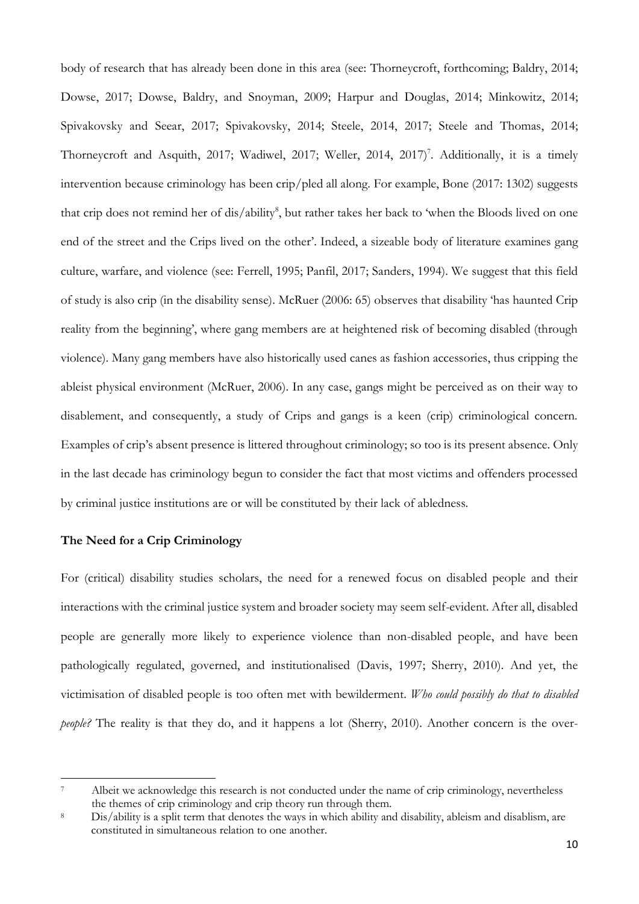body of research that has already been done in this area (see: Thorneycroft, forthcoming; Baldry, 2014; Dowse, 2017; Dowse, Baldry, and Snoyman, 2009; Harpur and Douglas, 2014; Minkowitz, 2014; Spivakovsky and Seear, 2017; Spivakovsky, 2014; Steele, 2014, 2017; Steele and Thomas, 2014; Thorneycroft and Asquith, 2017; Wadiwel, 2017; Weller, 2014, 2017)[7]. Additionally, it is a timely intervention because criminology has been crip/pled all along. For example, Bone (2017: 1302) suggests that crip does not remind her of dis/ability[8], but rather takes her back to 'when the Bloods lived on one end of the street and the Crips lived on the other'. Indeed, a sizeable body of literature examines gang culture, warfare, and violence (see: Ferrell, 1995; Panfil, 2017; Sanders, 1994). We suggest that this field of study is also crip (in the disability sense). McRuer (2006: 65) observes that disability 'has haunted Crip reality from the beginning', where gang members are at heightened risk of becoming disabled (through violence). Many gang members have also historically used canes as fashion accessories, thus cripping the ableist physical environment (McRuer, 2006). In any case, gangs might be perceived as on their way to disablement, and consequently, a study of Crips and gangs is a keen (crip) criminological concern. Examples of crip's absent presence is littered throughout criminology; so too is its present absence. Only in the last decade has criminology begun to consider the fact that most victims and offenders processed by criminal justice institutions are or will be constituted by their lack of abledness.

### The Need for a Crip Criminology

For (critical) disability studies scholars, the need for a renewed focus on disabled people and their interactions with the criminal justice system and broader society may seem self-evident. After all, disabled people are generally more likely to experience violence than non-disabled people, and have been pathologically regulated, governed, and institutionalised (Davis, 1997; Sherry, 2010). And yet, the victimisation of disabled people is too often met with bewilderment. *Who could possibly do that to disabled people?* The reality is that they do, and it happens a lot (Sherry, 2010). Another concern is the over-

---

[7] Albeit we acknowledge this research is not conducted under the name of crip criminology, nevertheless the themes of crip criminology and crip theory run through them.

[8] Dis/ability is a split term that denotes the ways in which ability and disability, ableism and disablism, are constituted in simultaneous relation to one another.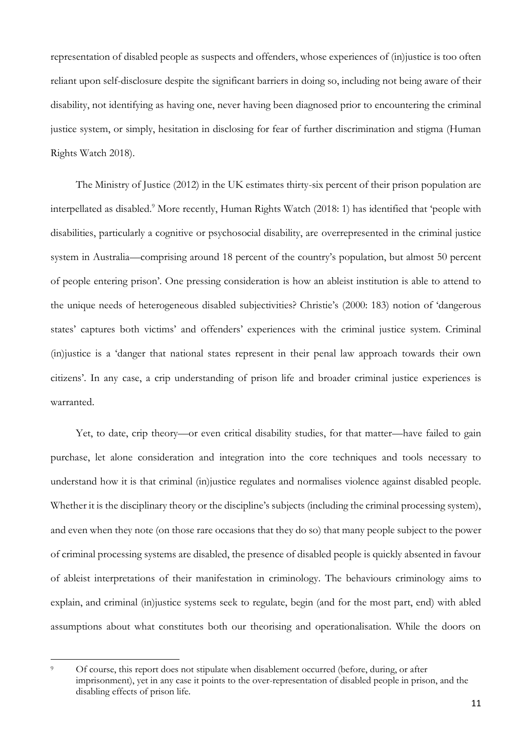representation of disabled people as suspects and offenders, whose experiences of (in)justice is too often reliant upon self-disclosure despite the significant barriers in doing so, including not being aware of their disability, not identifying as having one, never having been diagnosed prior to encountering the criminal justice system, or simply, hesitation in disclosing for fear of further discrimination and stigma (Human Rights Watch 2018).

The Ministry of Justice (2012) in the UK estimates thirty-six percent of their prison population are interpellated as disabled.[9] More recently, Human Rights Watch (2018: 1) has identified that 'people with disabilities, particularly a cognitive or psychosocial disability, are overrepresented in the criminal justice system in Australia—comprising around 18 percent of the country's population, but almost 50 percent of people entering prison'. One pressing consideration is how an ableist institution is able to attend to the unique needs of heterogeneous disabled subjectivities? Christie's (2000: 183) notion of 'dangerous states' captures both victims' and offenders' experiences with the criminal justice system. Criminal (in)justice is a 'danger that national states represent in their penal law approach towards their own citizens'. In any case, a crip understanding of prison life and broader criminal justice experiences is warranted.

Yet, to date, crip theory—or even critical disability studies, for that matter—have failed to gain purchase, let alone consideration and integration into the core techniques and tools necessary to understand how it is that criminal (in)justice regulates and normalises violence against disabled people. Whether it is the disciplinary theory or the discipline's subjects (including the criminal processing system), and even when they note (on those rare occasions that they do so) that many people subject to the power of criminal processing systems are disabled, the presence of disabled people is quickly absented in favour of ableist interpretations of their manifestation in criminology. The behaviours criminology aims to explain, and criminal (in)justice systems seek to regulate, begin (and for the most part, end) with abled assumptions about what constitutes both our theorising and operationalisation. While the doors on

[9] Of course, this report does not stipulate when disablement occurred (before, during, or after imprisonment), yet in any case it points to the over-representation of disabled people in prison, and the disabling effects of prison life.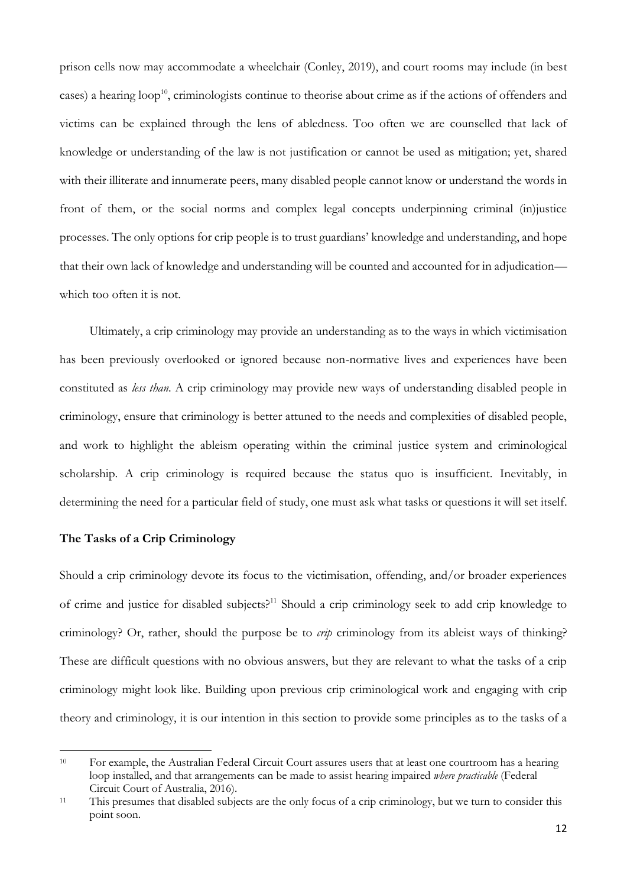prison cells now may accommodate a wheelchair (Conley, 2019), and court rooms may include (in best cases) a hearing loop[10], criminologists continue to theorise about crime as if the actions of offenders and victims can be explained through the lens of abledness. Too often we are counselled that lack of knowledge or understanding of the law is not justification or cannot be used as mitigation; yet, shared with their illiterate and innumerate peers, many disabled people cannot know or understand the words in front of them, or the social norms and complex legal concepts underpinning criminal (in)justice processes. The only options for crip people is to trust guardians' knowledge and understanding, and hope that their own lack of knowledge and understanding will be counted and accounted for in adjudication—which too often it is not.

Ultimately, a crip criminology may provide an understanding as to the ways in which victimisation has been previously overlooked or ignored because non-normative lives and experiences have been constituted as *less than*. A crip criminology may provide new ways of understanding disabled people in criminology, ensure that criminology is better attuned to the needs and complexities of disabled people, and work to highlight the ableism operating within the criminal justice system and criminological scholarship. A crip criminology is required because the status quo is insufficient. Inevitably, in determining the need for a particular field of study, one must ask what tasks or questions it will set itself.

## The Tasks of a Crip Criminology

Should a crip criminology devote its focus to the victimisation, offending, and/or broader experiences of crime and justice for disabled subjects?[11] Should a crip criminology seek to add crip knowledge to criminology? Or, rather, should the purpose be to *crip* criminology from its ableist ways of thinking? These are difficult questions with no obvious answers, but they are relevant to what the tasks of a crip criminology might look like. Building upon previous crip criminological work and engaging with crip theory and criminology, it is our intention in this section to provide some principles as to the tasks of a

---

[10] For example, the Australian Federal Circuit Court assures users that at least one courtroom has a hearing loop installed, and that arrangements can be made to assist hearing impaired *where practicable* (Federal Circuit Court of Australia, 2016).

[11] This presumes that disabled subjects are the only focus of a crip criminology, but we turn to consider this point soon.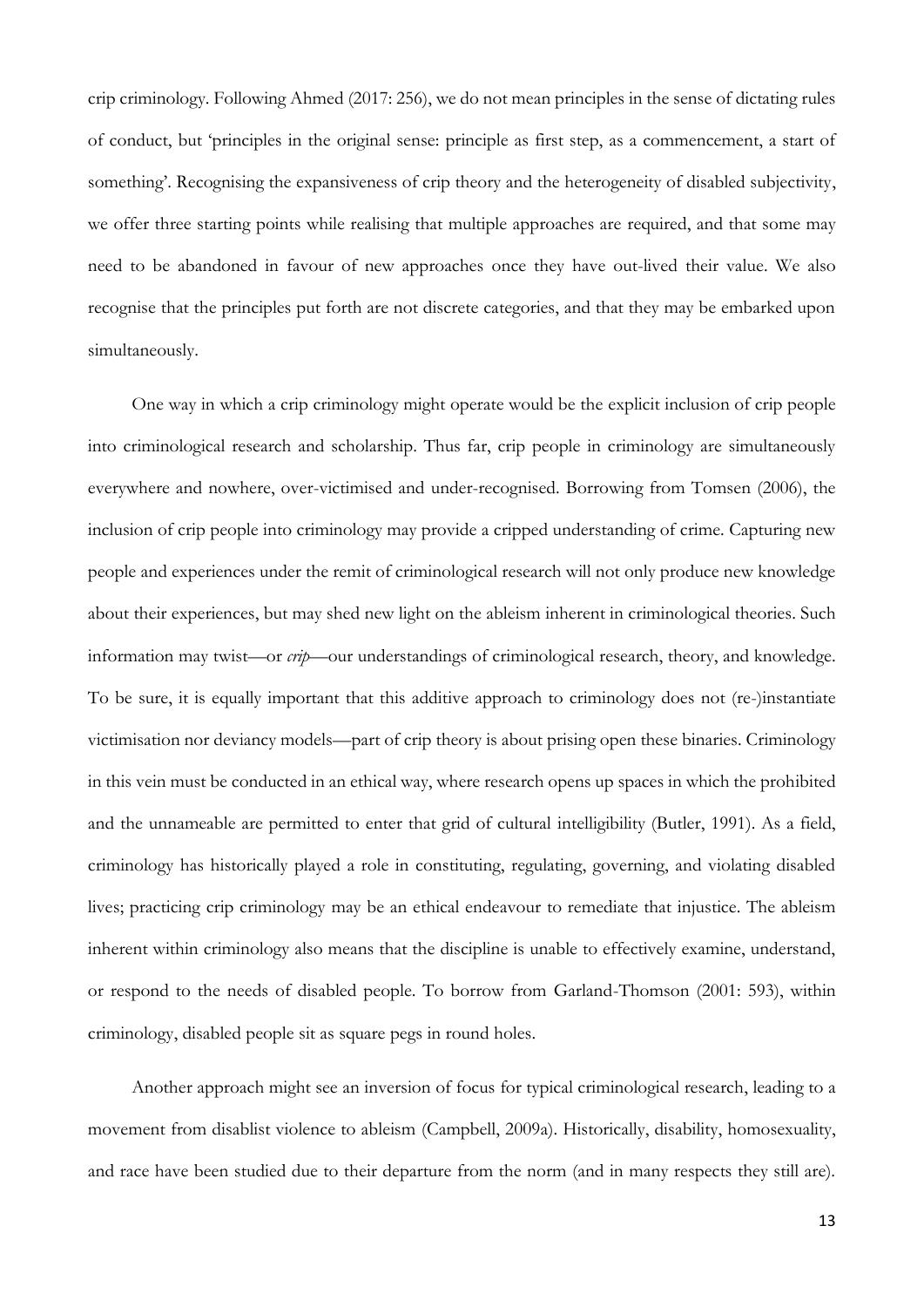crip criminology. Following Ahmed (2017: 256), we do not mean principles in the sense of dictating rules of conduct, but 'principles in the original sense: principle as first step, as a commencement, a start of something'. Recognising the expansiveness of crip theory and the heterogeneity of disabled subjectivity, we offer three starting points while realising that multiple approaches are required, and that some may need to be abandoned in favour of new approaches once they have out-lived their value. We also recognise that the principles put forth are not discrete categories, and that they may be embarked upon simultaneously.

One way in which a crip criminology might operate would be the explicit inclusion of crip people into criminological research and scholarship. Thus far, crip people in criminology are simultaneously everywhere and nowhere, over-victimised and under-recognised. Borrowing from Tomsen (2006), the inclusion of crip people into criminology may provide a cripped understanding of crime. Capturing new people and experiences under the remit of criminological research will not only produce new knowledge about their experiences, but may shed new light on the ableism inherent in criminological theories. Such information may twist—or *crip*—our understandings of criminological research, theory, and knowledge. To be sure, it is equally important that this additive approach to criminology does not (re-)instantiate victimisation nor deviancy models—part of crip theory is about prising open these binaries. Criminology in this vein must be conducted in an ethical way, where research opens up spaces in which the prohibited and the unnameable are permitted to enter that grid of cultural intelligibility (Butler, 1991). As a field, criminology has historically played a role in constituting, regulating, governing, and violating disabled lives; practicing crip criminology may be an ethical endeavour to remediate that injustice. The ableism inherent within criminology also means that the discipline is unable to effectively examine, understand, or respond to the needs of disabled people. To borrow from Garland-Thomson (2001: 593), within criminology, disabled people sit as square pegs in round holes.

Another approach might see an inversion of focus for typical criminological research, leading to a movement from disablist violence to ableism (Campbell, 2009a). Historically, disability, homosexuality, and race have been studied due to their departure from the norm (and in many respects they still are).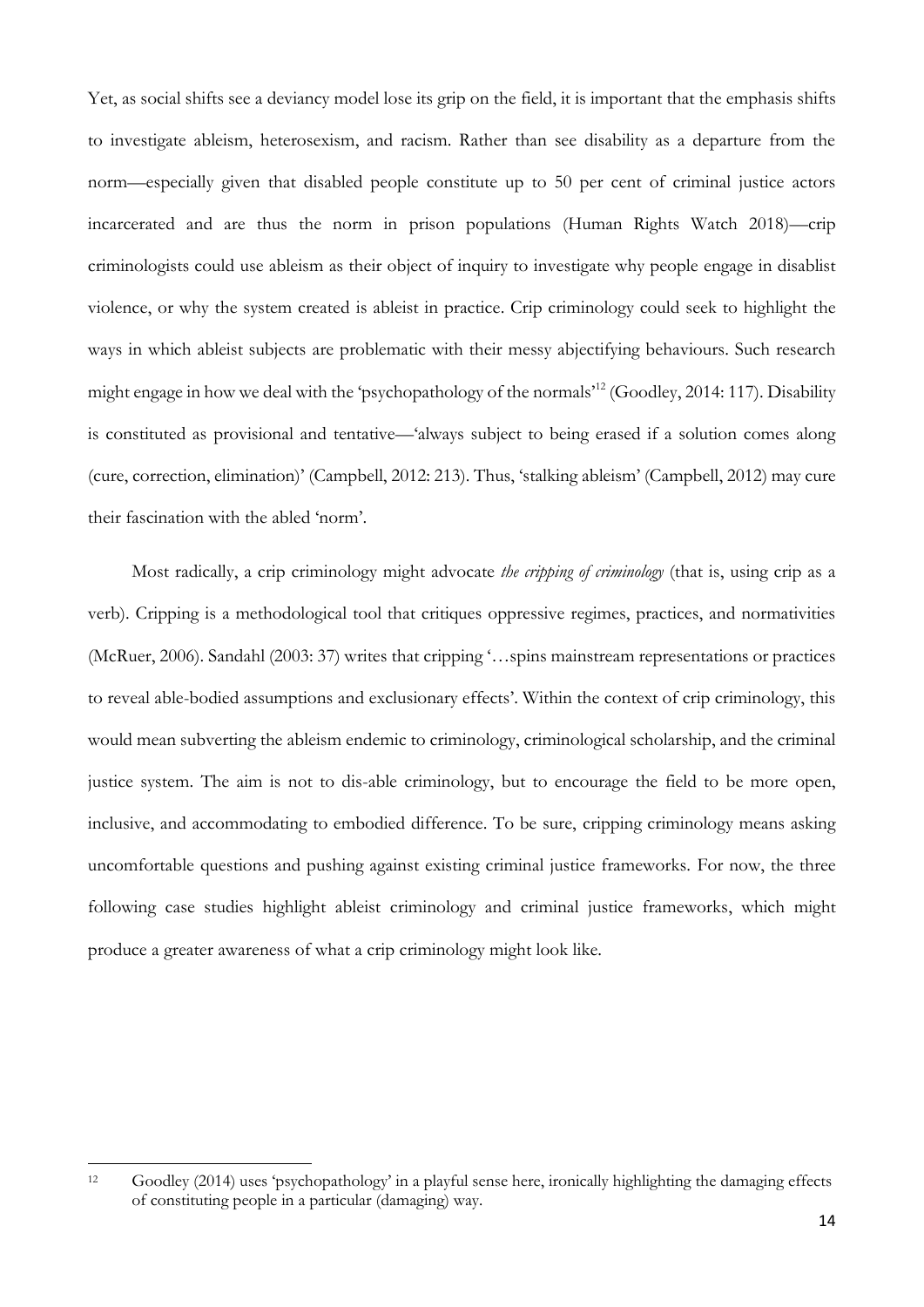Yet, as social shifts see a deviancy model lose its grip on the field, it is important that the emphasis shifts to investigate ableism, heterosexism, and racism. Rather than see disability as a departure from the norm—especially given that disabled people constitute up to 50 per cent of criminal justice actors incarcerated and are thus the norm in prison populations (Human Rights Watch 2018)—crip criminologists could use ableism as their object of inquiry to investigate why people engage in disablist violence, or why the system created is ableist in practice. Crip criminology could seek to highlight the ways in which ableist subjects are problematic with their messy abjectifying behaviours. Such research might engage in how we deal with the 'psychopathology of the normals'[12] (Goodley, 2014: 117). Disability is constituted as provisional and tentative—'always subject to being erased if a solution comes along (cure, correction, elimination)' (Campbell, 2012: 213). Thus, 'stalking ableism' (Campbell, 2012) may cure their fascination with the abled 'norm'.

Most radically, a crip criminology might advocate *the cripping of criminology* (that is, using crip as a verb). Cripping is a methodological tool that critiques oppressive regimes, practices, and normativities (McRuer, 2006). Sandahl (2003: 37) writes that cripping '…spins mainstream representations or practices to reveal able-bodied assumptions and exclusionary effects'. Within the context of crip criminology, this would mean subverting the ableism endemic to criminology, criminological scholarship, and the criminal justice system. The aim is not to dis-able criminology, but to encourage the field to be more open, inclusive, and accommodating to embodied difference. To be sure, cripping criminology means asking uncomfortable questions and pushing against existing criminal justice frameworks. For now, the three following case studies highlight ableist criminology and criminal justice frameworks, which might produce a greater awareness of what a crip criminology might look like.

---

[12] Goodley (2014) uses 'psychopathology' in a playful sense here, ironically highlighting the damaging effects of constituting people in a particular (damaging) way.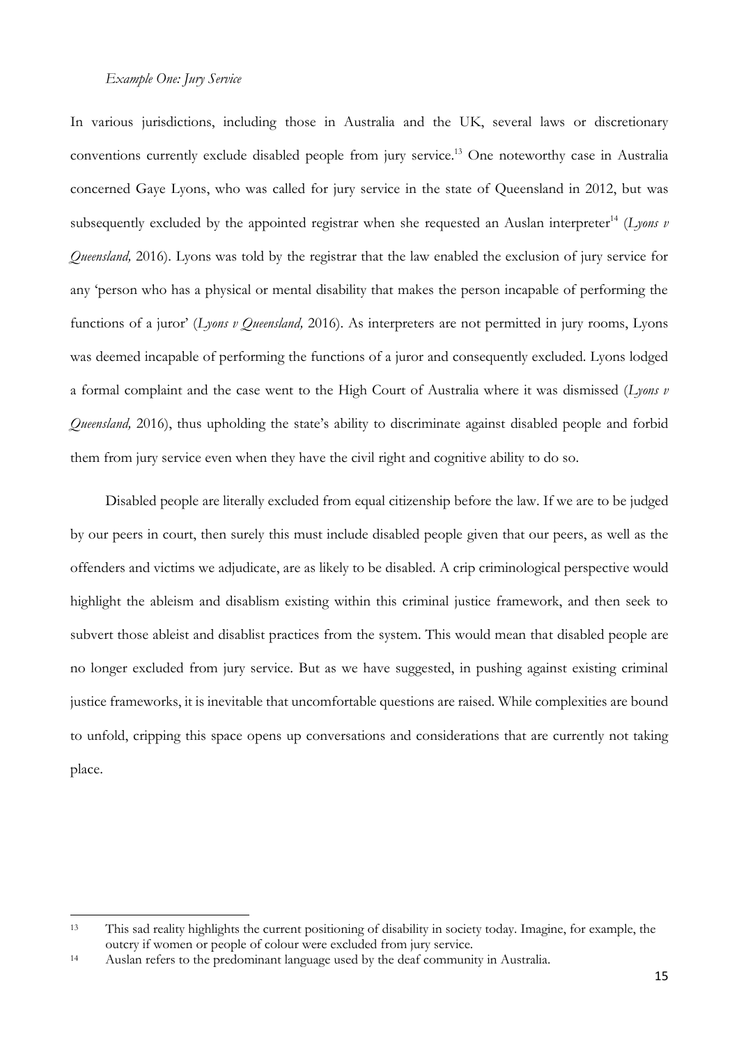*Example One: Jury Service*

In various jurisdictions, including those in Australia and the UK, several laws or discretionary conventions currently exclude disabled people from jury service.[13] One noteworthy case in Australia concerned Gaye Lyons, who was called for jury service in the state of Queensland in 2012, but was subsequently excluded by the appointed registrar when she requested an Auslan interpreter[14] (*Lyons v Queensland,* 2016). Lyons was told by the registrar that the law enabled the exclusion of jury service for any 'person who has a physical or mental disability that makes the person incapable of performing the functions of a juror' (*Lyons v Queensland,* 2016). As interpreters are not permitted in jury rooms, Lyons was deemed incapable of performing the functions of a juror and consequently excluded. Lyons lodged a formal complaint and the case went to the High Court of Australia where it was dismissed (*Lyons v Queensland,* 2016), thus upholding the state's ability to discriminate against disabled people and forbid them from jury service even when they have the civil right and cognitive ability to do so.

Disabled people are literally excluded from equal citizenship before the law. If we are to be judged by our peers in court, then surely this must include disabled people given that our peers, as well as the offenders and victims we adjudicate, are as likely to be disabled. A crip criminological perspective would highlight the ableism and disablism existing within this criminal justice framework, and then seek to subvert those ableist and disablist practices from the system. This would mean that disabled people are no longer excluded from jury service. But as we have suggested, in pushing against existing criminal justice frameworks, it is inevitable that uncomfortable questions are raised. While complexities are bound to unfold, cripping this space opens up conversations and considerations that are currently not taking place.

---

[13] This sad reality highlights the current positioning of disability in society today. Imagine, for example, the outcry if women or people of colour were excluded from jury service.

[14] Auslan refers to the predominant language used by the deaf community in Australia.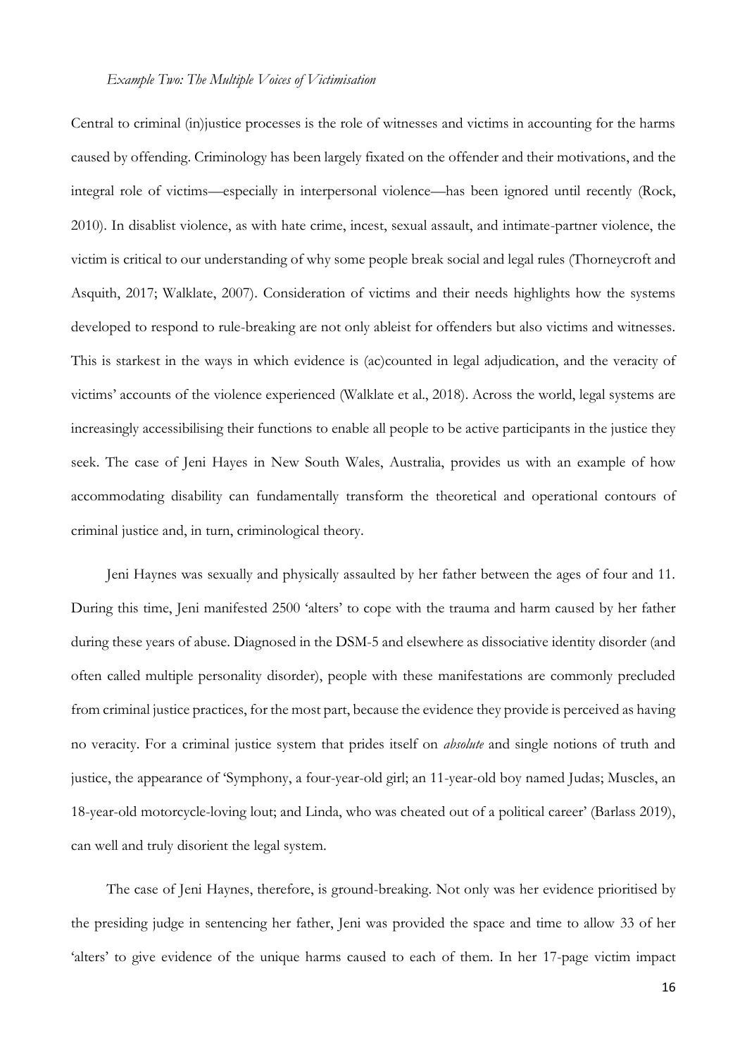*Example Two: The Multiple Voices of Victimisation*

Central to criminal (in)justice processes is the role of witnesses and victims in accounting for the harms caused by offending. Criminology has been largely fixated on the offender and their motivations, and the integral role of victims—especially in interpersonal violence—has been ignored until recently (Rock, 2010). In disablist violence, as with hate crime, incest, sexual assault, and intimate-partner violence, the victim is critical to our understanding of why some people break social and legal rules (Thorneycroft and Asquith, 2017; Walklate, 2007). Consideration of victims and their needs highlights how the systems developed to respond to rule-breaking are not only ableist for offenders but also victims and witnesses. This is starkest in the ways in which evidence is (ac)counted in legal adjudication, and the veracity of victims' accounts of the violence experienced (Walklate et al., 2018). Across the world, legal systems are increasingly accessibilising their functions to enable all people to be active participants in the justice they seek. The case of Jeni Hayes in New South Wales, Australia, provides us with an example of how accommodating disability can fundamentally transform the theoretical and operational contours of criminal justice and, in turn, criminological theory.

Jeni Haynes was sexually and physically assaulted by her father between the ages of four and 11. During this time, Jeni manifested 2500 'alters' to cope with the trauma and harm caused by her father during these years of abuse. Diagnosed in the DSM-5 and elsewhere as dissociative identity disorder (and often called multiple personality disorder), people with these manifestations are commonly precluded from criminal justice practices, for the most part, because the evidence they provide is perceived as having no veracity. For a criminal justice system that prides itself on *absolute* and single notions of truth and justice, the appearance of 'Symphony, a four-year-old girl; an 11-year-old boy named Judas; Muscles, an 18-year-old motorcycle-loving lout; and Linda, who was cheated out of a political career' (Barlass 2019), can well and truly disorient the legal system.

The case of Jeni Haynes, therefore, is ground-breaking. Not only was her evidence prioritised by the presiding judge in sentencing her father, Jeni was provided the space and time to allow 33 of her 'alters' to give evidence of the unique harms caused to each of them. In her 17-page victim impact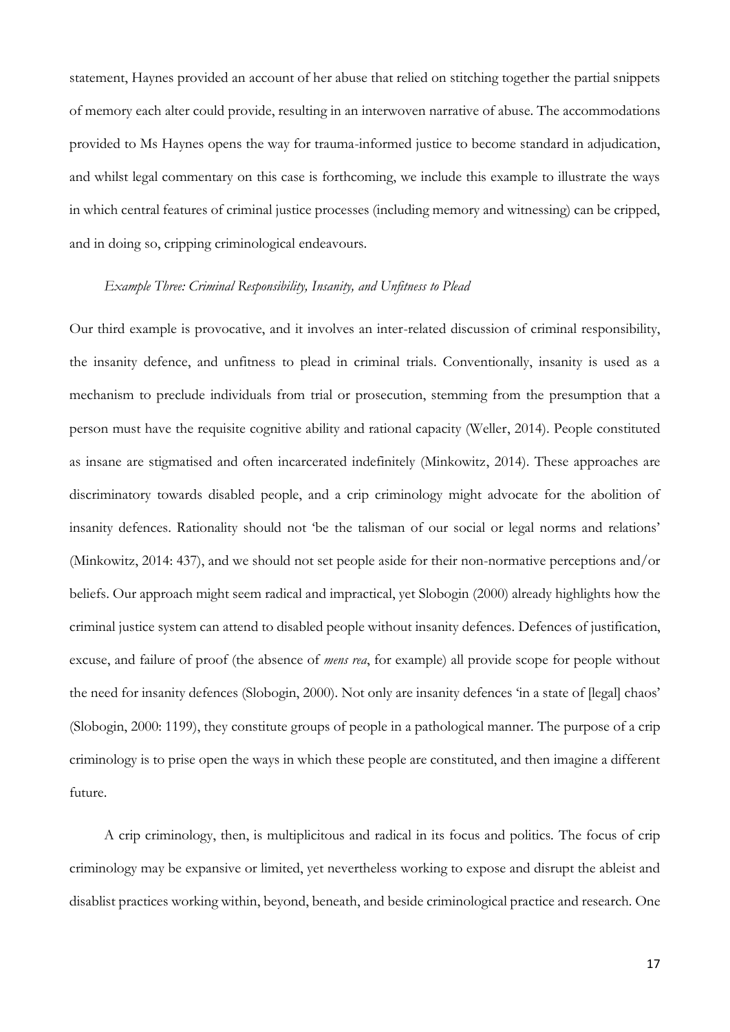statement, Haynes provided an account of her abuse that relied on stitching together the partial snippets of memory each alter could provide, resulting in an interwoven narrative of abuse. The accommodations provided to Ms Haynes opens the way for trauma-informed justice to become standard in adjudication, and whilst legal commentary on this case is forthcoming, we include this example to illustrate the ways in which central features of criminal justice processes (including memory and witnessing) can be cripped, and in doing so, cripping criminological endeavours.

*Example Three: Criminal Responsibility, Insanity, and Unfitness to Plead*

Our third example is provocative, and it involves an inter-related discussion of criminal responsibility, the insanity defence, and unfitness to plead in criminal trials. Conventionally, insanity is used as a mechanism to preclude individuals from trial or prosecution, stemming from the presumption that a person must have the requisite cognitive ability and rational capacity (Weller, 2014). People constituted as insane are stigmatised and often incarcerated indefinitely (Minkowitz, 2014). These approaches are discriminatory towards disabled people, and a crip criminology might advocate for the abolition of insanity defences. Rationality should not 'be the talisman of our social or legal norms and relations' (Minkowitz, 2014: 437), and we should not set people aside for their non-normative perceptions and/or beliefs. Our approach might seem radical and impractical, yet Slobogin (2000) already highlights how the criminal justice system can attend to disabled people without insanity defences. Defences of justification, excuse, and failure of proof (the absence of *mens rea*, for example) all provide scope for people without the need for insanity defences (Slobogin, 2000). Not only are insanity defences 'in a state of [legal] chaos' (Slobogin, 2000: 1199), they constitute groups of people in a pathological manner. The purpose of a crip criminology is to prise open the ways in which these people are constituted, and then imagine a different future.

A crip criminology, then, is multiplicitous and radical in its focus and politics. The focus of crip criminology may be expansive or limited, yet nevertheless working to expose and disrupt the ableist and disablist practices working within, beyond, beneath, and beside criminological practice and research. One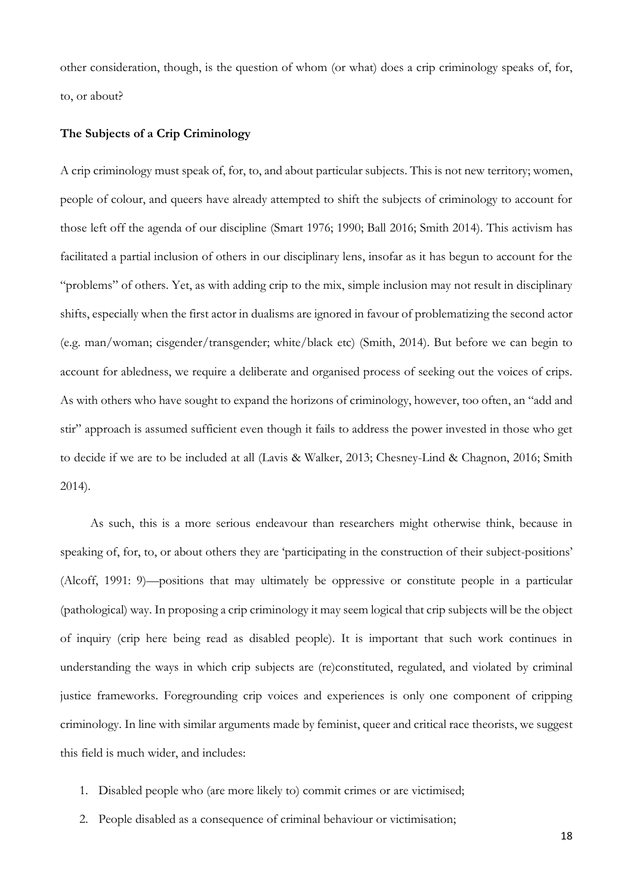other consideration, though, is the question of whom (or what) does a crip criminology speaks of, for, to, or about?

**The Subjects of a Crip Criminology**

A crip criminology must speak of, for, to, and about particular subjects. This is not new territory; women, people of colour, and queers have already attempted to shift the subjects of criminology to account for those left off the agenda of our discipline (Smart 1976; 1990; Ball 2016; Smith 2014). This activism has facilitated a partial inclusion of others in our disciplinary lens, insofar as it has begun to account for the "problems" of others. Yet, as with adding crip to the mix, simple inclusion may not result in disciplinary shifts, especially when the first actor in dualisms are ignored in favour of problematizing the second actor (e.g. man/woman; cisgender/transgender; white/black etc) (Smith, 2014). But before we can begin to account for abledness, we require a deliberate and organised process of seeking out the voices of crips. As with others who have sought to expand the horizons of criminology, however, too often, an "add and stir" approach is assumed sufficient even though it fails to address the power invested in those who get to decide if we are to be included at all (Lavis & Walker, 2013; Chesney-Lind & Chagnon, 2016; Smith 2014).

As such, this is a more serious endeavour than researchers might otherwise think, because in speaking of, for, to, or about others they are 'participating in the construction of their subject-positions' (Alcoff, 1991: 9)—positions that may ultimately be oppressive or constitute people in a particular (pathological) way. In proposing a crip criminology it may seem logical that crip subjects will be the object of inquiry (crip here being read as disabled people). It is important that such work continues in understanding the ways in which crip subjects are (re)constituted, regulated, and violated by criminal justice frameworks. Foregrounding crip voices and experiences is only one component of cripping criminology. In line with similar arguments made by feminist, queer and critical race theorists, we suggest this field is much wider, and includes:

1. Disabled people who (are more likely to) commit crimes or are victimised;
2. People disabled as a consequence of criminal behaviour or victimisation;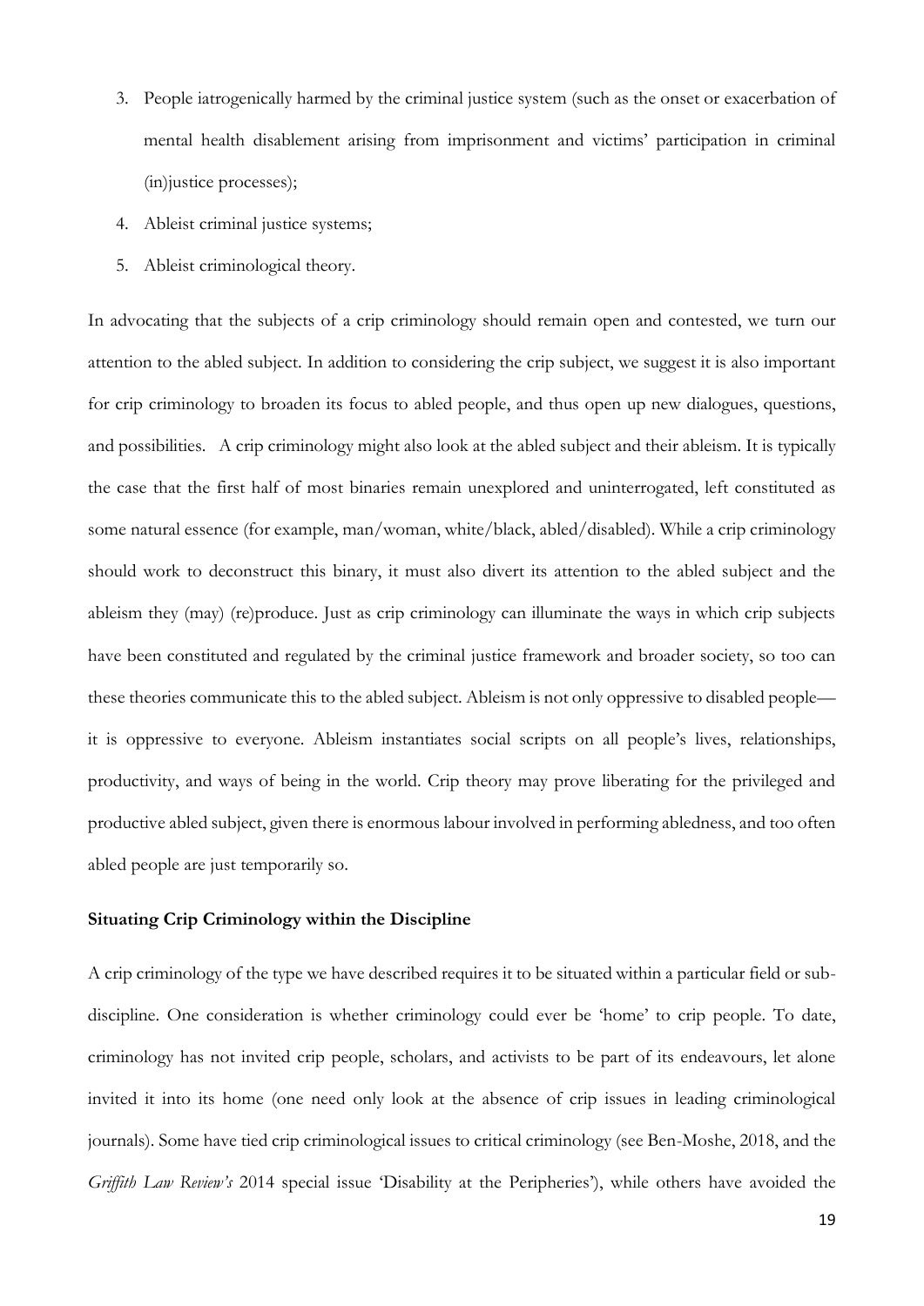3. People iatrogenically harmed by the criminal justice system (such as the onset or exacerbation of mental health disablement arising from imprisonment and victims' participation in criminal (in)justice processes);
4. Ableist criminal justice systems;
5. Ableist criminological theory.

In advocating that the subjects of a crip criminology should remain open and contested, we turn our attention to the abled subject. In addition to considering the crip subject, we suggest it is also important for crip criminology to broaden its focus to abled people, and thus open up new dialogues, questions, and possibilities. A crip criminology might also look at the abled subject and their ableism. It is typically the case that the first half of most binaries remain unexplored and uninterrogated, left constituted as some natural essence (for example, man/woman, white/black, abled/disabled). While a crip criminology should work to deconstruct this binary, it must also divert its attention to the abled subject and the ableism they (may) (re)produce. Just as crip criminology can illuminate the ways in which crip subjects have been constituted and regulated by the criminal justice framework and broader society, so too can these theories communicate this to the abled subject. Ableism is not only oppressive to disabled people—it is oppressive to everyone. Ableism instantiates social scripts on all people's lives, relationships, productivity, and ways of being in the world. Crip theory may prove liberating for the privileged and productive abled subject, given there is enormous labour involved in performing abledness, and too often abled people are just temporarily so.

**Situating Crip Criminology within the Discipline**

A crip criminology of the type we have described requires it to be situated within a particular field or sub-discipline. One consideration is whether criminology could ever be 'home' to crip people. To date, criminology has not invited crip people, scholars, and activists to be part of its endeavours, let alone invited it into its home (one need only look at the absence of crip issues in leading criminological journals). Some have tied crip criminological issues to critical criminology (see Ben-Moshe, 2018, and the *Griffith Law Review's* 2014 special issue 'Disability at the Peripheries'), while others have avoided the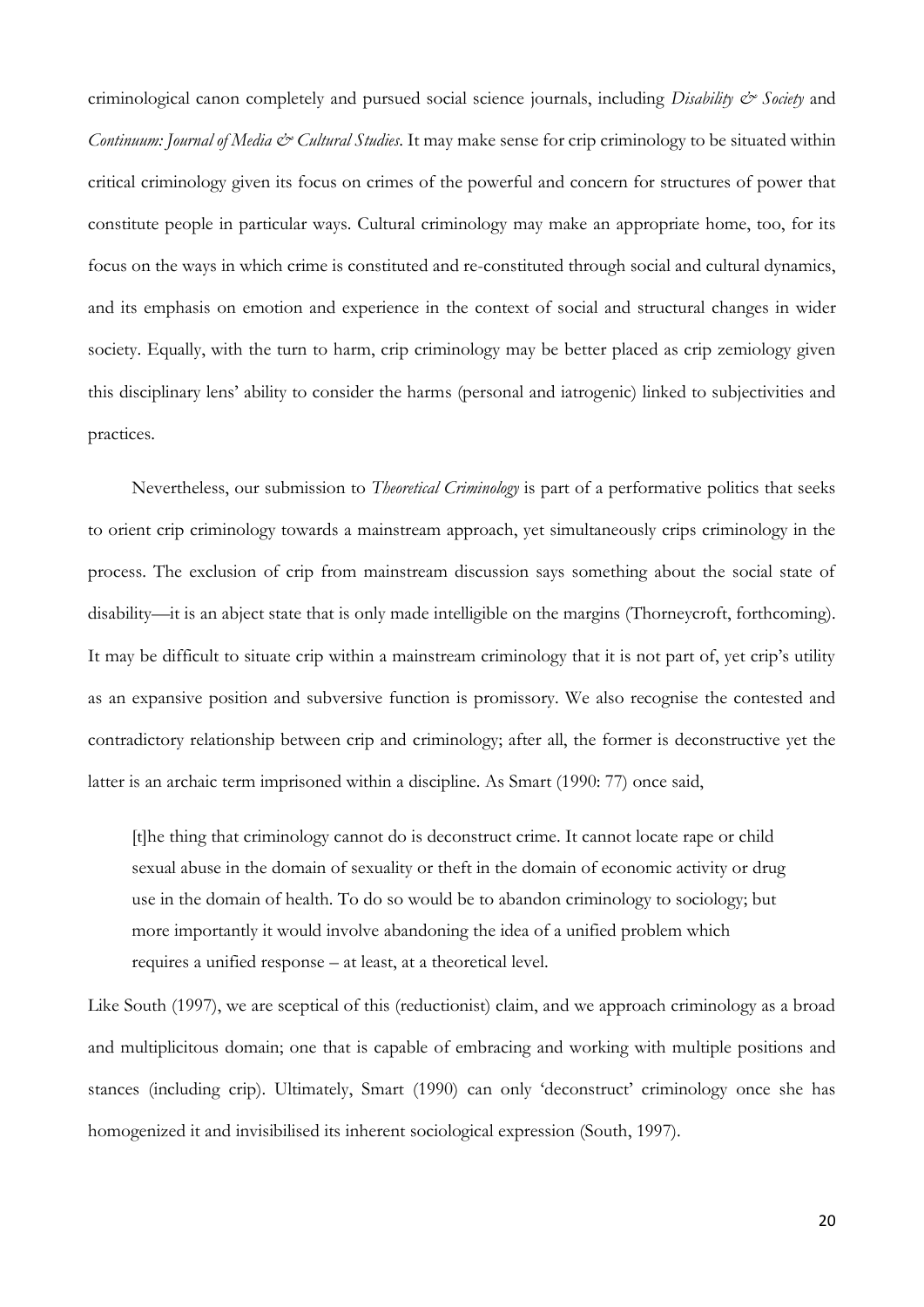criminological canon completely and pursued social science journals, including *Disability & Society* and *Continuum: Journal of Media & Cultural Studies*. It may make sense for crip criminology to be situated within critical criminology given its focus on crimes of the powerful and concern for structures of power that constitute people in particular ways. Cultural criminology may make an appropriate home, too, for its focus on the ways in which crime is constituted and re-constituted through social and cultural dynamics, and its emphasis on emotion and experience in the context of social and structural changes in wider society. Equally, with the turn to harm, crip criminology may be better placed as crip zemiology given this disciplinary lens' ability to consider the harms (personal and iatrogenic) linked to subjectivities and practices.

Nevertheless, our submission to *Theoretical Criminology* is part of a performative politics that seeks to orient crip criminology towards a mainstream approach, yet simultaneously crips criminology in the process. The exclusion of crip from mainstream discussion says something about the social state of disability—it is an abject state that is only made intelligible on the margins (Thorneycroft, forthcoming). It may be difficult to situate crip within a mainstream criminology that it is not part of, yet crip's utility as an expansive position and subversive function is promissory. We also recognise the contested and contradictory relationship between crip and criminology; after all, the former is deconstructive yet the latter is an archaic term imprisoned within a discipline. As Smart (1990: 77) once said,

> [t]he thing that criminology cannot do is deconstruct crime. It cannot locate rape or child sexual abuse in the domain of sexuality or theft in the domain of economic activity or drug use in the domain of health. To do so would be to abandon criminology to sociology; but more importantly it would involve abandoning the idea of a unified problem which requires a unified response – at least, at a theoretical level.

Like South (1997), we are sceptical of this (reductionist) claim, and we approach criminology as a broad and multiplicitous domain; one that is capable of embracing and working with multiple positions and stances (including crip). Ultimately, Smart (1990) can only 'deconstruct' criminology once she has homogenized it and invisibilised its inherent sociological expression (South, 1997).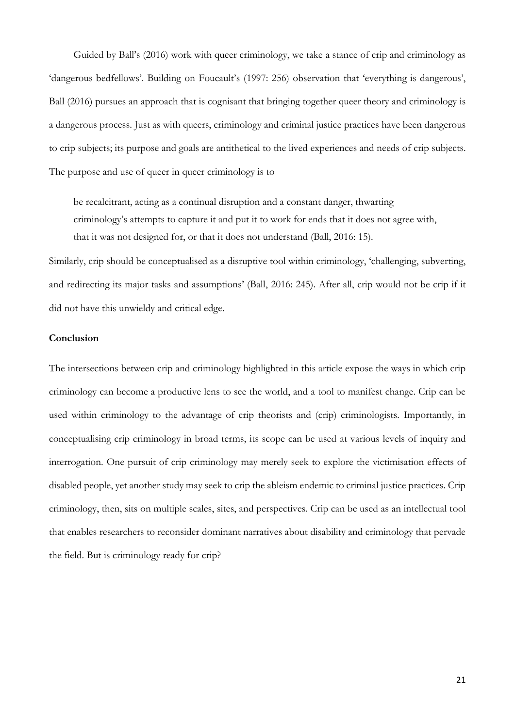Guided by Ball's (2016) work with queer criminology, we take a stance of crip and criminology as 'dangerous bedfellows'. Building on Foucault's (1997: 256) observation that 'everything is dangerous', Ball (2016) pursues an approach that is cognisant that bringing together queer theory and criminology is a dangerous process. Just as with queers, criminology and criminal justice practices have been dangerous to crip subjects; its purpose and goals are antithetical to the lived experiences and needs of crip subjects. The purpose and use of queer in queer criminology is to

> be recalcitrant, acting as a continual disruption and a constant danger, thwarting criminology's attempts to capture it and put it to work for ends that it does not agree with, that it was not designed for, or that it does not understand (Ball, 2016: 15).

Similarly, crip should be conceptualised as a disruptive tool within criminology, 'challenging, subverting, and redirecting its major tasks and assumptions' (Ball, 2016: 245). After all, crip would not be crip if it did not have this unwieldy and critical edge.

**Conclusion**

The intersections between crip and criminology highlighted in this article expose the ways in which crip criminology can become a productive lens to see the world, and a tool to manifest change. Crip can be used within criminology to the advantage of crip theorists and (crip) criminologists. Importantly, in conceptualising crip criminology in broad terms, its scope can be used at various levels of inquiry and interrogation. One pursuit of crip criminology may merely seek to explore the victimisation effects of disabled people, yet another study may seek to crip the ableism endemic to criminal justice practices. Crip criminology, then, sits on multiple scales, sites, and perspectives. Crip can be used as an intellectual tool that enables researchers to reconsider dominant narratives about disability and criminology that pervade the field. But is criminology ready for crip?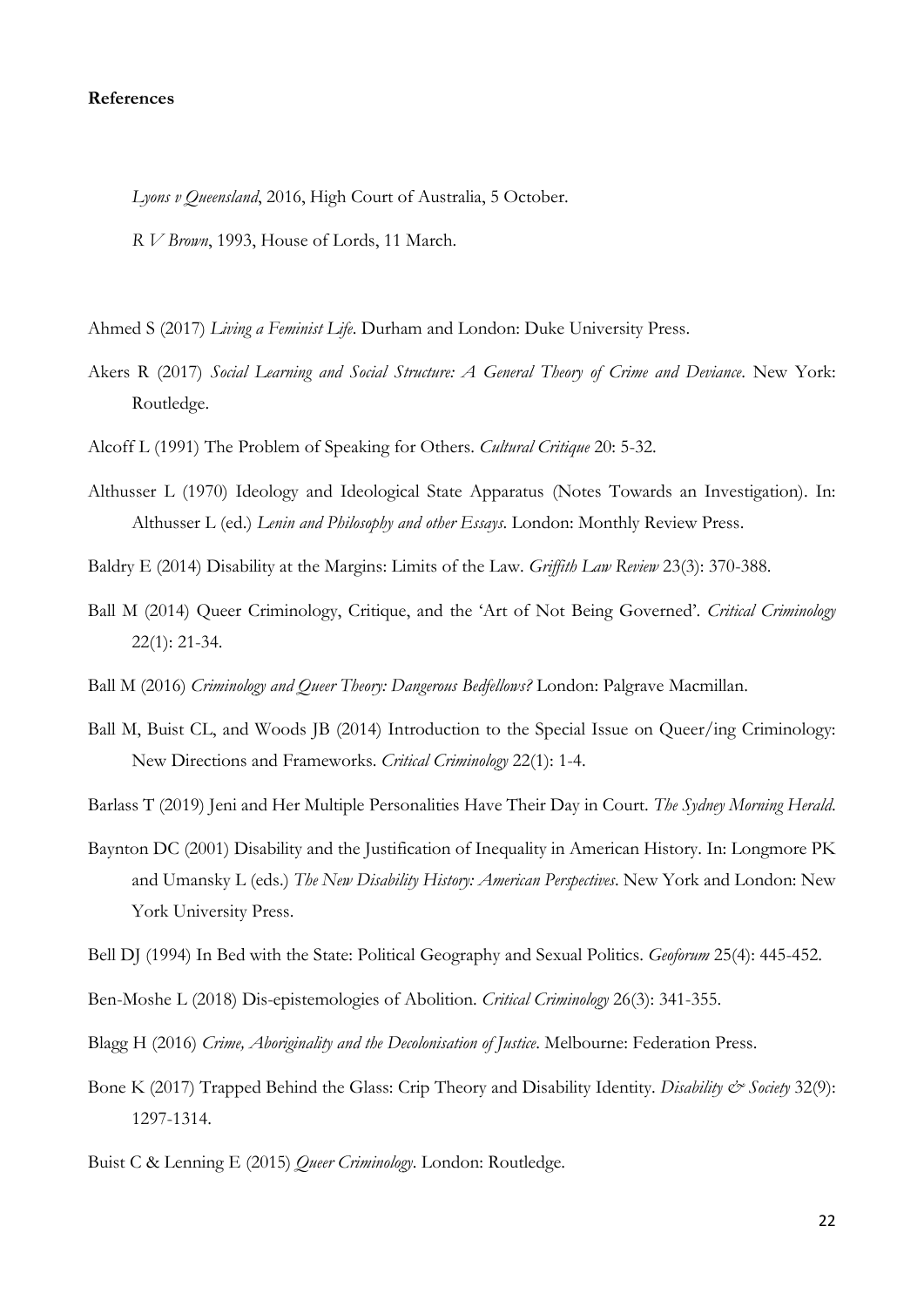**References**

*Lyons v Queensland*, 2016, High Court of Australia, 5 October.

*R V Brown*, 1993, House of Lords, 11 March.

Ahmed S (2017) *Living a Feminist Life*. Durham and London: Duke University Press.

Akers R (2017) *Social Learning and Social Structure: A General Theory of Crime and Deviance*. New York: Routledge.

Alcoff L (1991) The Problem of Speaking for Others. *Cultural Critique* 20: 5-32.

Althusser L (1970) Ideology and Ideological State Apparatus (Notes Towards an Investigation). In: Althusser L (ed.) *Lenin and Philosophy and other Essays*. London: Monthly Review Press.

Baldry E (2014) Disability at the Margins: Limits of the Law. *Griffith Law Review* 23(3): 370-388.

Ball M (2014) Queer Criminology, Critique, and the 'Art of Not Being Governed'. *Critical Criminology* 22(1): 21-34.

Ball M (2016) *Criminology and Queer Theory: Dangerous Bedfellows?* London: Palgrave Macmillan.

Ball M, Buist CL, and Woods JB (2014) Introduction to the Special Issue on Queer/ing Criminology: New Directions and Frameworks. *Critical Criminology* 22(1): 1-4.

Barlass T (2019) Jeni and Her Multiple Personalities Have Their Day in Court. *The Sydney Morning Herald*.

Baynton DC (2001) Disability and the Justification of Inequality in American History. In: Longmore PK and Umansky L (eds.) *The New Disability History: American Perspectives*. New York and London: New York University Press.

Bell DJ (1994) In Bed with the State: Political Geography and Sexual Politics. *Geoforum* 25(4): 445-452.

Ben-Moshe L (2018) Dis-epistemologies of Abolition. *Critical Criminology* 26(3): 341-355.

Blagg H (2016) *Crime, Aboriginality and the Decolonisation of Justice*. Melbourne: Federation Press.

Bone K (2017) Trapped Behind the Glass: Crip Theory and Disability Identity. *Disability & Society* 32(9): 1297-1314.

Buist C & Lenning E (2015) *Queer Criminology*. London: Routledge.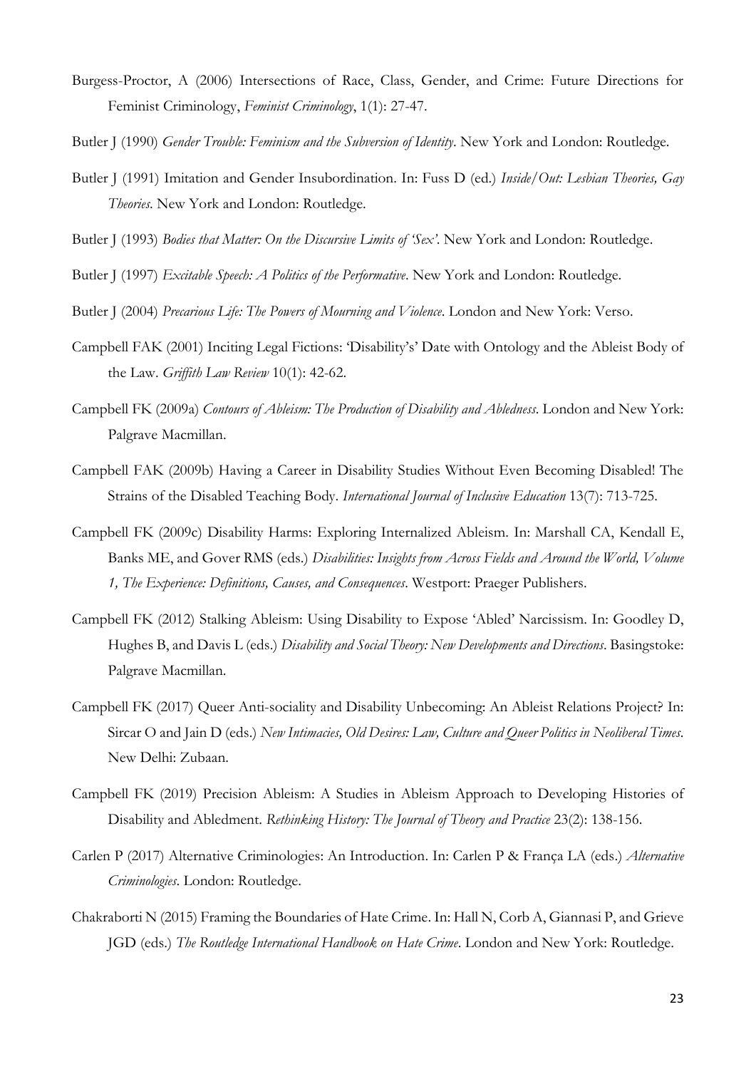Burgess-Proctor, A (2006) Intersections of Race, Class, Gender, and Crime: Future Directions for Feminist Criminology, *Feminist Criminology*, 1(1): 27-47.

Butler J (1990) *Gender Trouble: Feminism and the Subversion of Identity*. New York and London: Routledge.

Butler J (1991) Imitation and Gender Insubordination. In: Fuss D (ed.) *Inside/Out: Lesbian Theories, Gay Theories*. New York and London: Routledge.

Butler J (1993) *Bodies that Matter: On the Discursive Limits of 'Sex'*. New York and London: Routledge.

Butler J (1997) *Excitable Speech: A Politics of the Performative*. New York and London: Routledge.

Butler J (2004) *Precarious Life: The Powers of Mourning and Violence*. London and New York: Verso.

Campbell FAK (2001) Inciting Legal Fictions: 'Disability's' Date with Ontology and the Ableist Body of the Law. *Griffith Law Review* 10(1): 42-62.

Campbell FK (2009a) *Contours of Ableism: The Production of Disability and Abledness*. London and New York: Palgrave Macmillan.

Campbell FAK (2009b) Having a Career in Disability Studies Without Even Becoming Disabled! The Strains of the Disabled Teaching Body. *International Journal of Inclusive Education* 13(7): 713-725.

Campbell FK (2009c) Disability Harms: Exploring Internalized Ableism. In: Marshall CA, Kendall E, Banks ME, and Gover RMS (eds.) *Disabilities: Insights from Across Fields and Around the World, Volume 1, The Experience: Definitions, Causes, and Consequences*. Westport: Praeger Publishers.

Campbell FK (2012) Stalking Ableism: Using Disability to Expose 'Abled' Narcissism. In: Goodley D, Hughes B, and Davis L (eds.) *Disability and Social Theory: New Developments and Directions*. Basingstoke: Palgrave Macmillan.

Campbell FK (2017) Queer Anti-sociality and Disability Unbecoming: An Ableist Relations Project? In: Sircar O and Jain D (eds.) *New Intimacies, Old Desires: Law, Culture and Queer Politics in Neoliberal Times*. New Delhi: Zubaan.

Campbell FK (2019) Precision Ableism: A Studies in Ableism Approach to Developing Histories of Disability and Abledment. *Rethinking History: The Journal of Theory and Practice* 23(2): 138-156.

Carlen P (2017) Alternative Criminologies: An Introduction. In: Carlen P & França LA (eds.) *Alternative Criminologies*. London: Routledge.

Chakraborti N (2015) Framing the Boundaries of Hate Crime. In: Hall N, Corb A, Giannasi P, and Grieve JGD (eds.) *The Routledge International Handbook on Hate Crime*. London and New York: Routledge.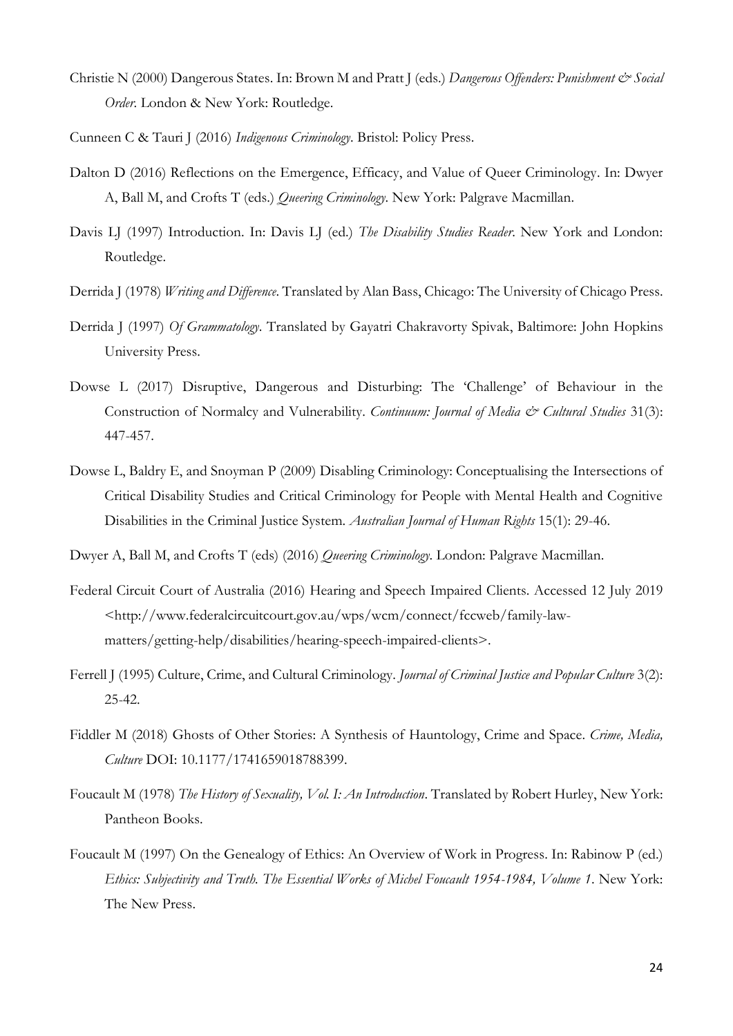Christie N (2000) Dangerous States. In: Brown M and Pratt J (eds.) *Dangerous Offenders: Punishment & Social Order*. London & New York: Routledge.

Cunneen C & Tauri J (2016) *Indigenous Criminology*. Bristol: Policy Press.

Dalton D (2016) Reflections on the Emergence, Efficacy, and Value of Queer Criminology. In: Dwyer A, Ball M, and Crofts T (eds.) *Queering Criminology*. New York: Palgrave Macmillan.

Davis LJ (1997) Introduction. In: Davis LJ (ed.) *The Disability Studies Reader*. New York and London: Routledge.

Derrida J (1978) *Writing and Difference*. Translated by Alan Bass, Chicago: The University of Chicago Press.

Derrida J (1997) *Of Grammatology*. Translated by Gayatri Chakravorty Spivak, Baltimore: John Hopkins University Press.

Dowse L (2017) Disruptive, Dangerous and Disturbing: The 'Challenge' of Behaviour in the Construction of Normalcy and Vulnerability. *Continuum: Journal of Media & Cultural Studies* 31(3): 447-457.

Dowse L, Baldry E, and Snoyman P (2009) Disabling Criminology: Conceptualising the Intersections of Critical Disability Studies and Critical Criminology for People with Mental Health and Cognitive Disabilities in the Criminal Justice System. *Australian Journal of Human Rights* 15(1): 29-46.

Dwyer A, Ball M, and Crofts T (eds) (2016) *Queering Criminology*. London: Palgrave Macmillan.

Federal Circuit Court of Australia (2016) Hearing and Speech Impaired Clients. Accessed 12 July 2019 <http://www.federalcircuitcourt.gov.au/wps/wcm/connect/fccweb/family-law-matters/getting-help/disabilities/hearing-speech-impaired-clients>.

Ferrell J (1995) Culture, Crime, and Cultural Criminology. *Journal of Criminal Justice and Popular Culture* 3(2): 25-42.

Fiddler M (2018) Ghosts of Other Stories: A Synthesis of Hauntology, Crime and Space. *Crime, Media, Culture* DOI: 10.1177/1741659018788399.

Foucault M (1978) *The History of Sexuality, Vol. I: An Introduction*. Translated by Robert Hurley, New York: Pantheon Books.

Foucault M (1997) On the Genealogy of Ethics: An Overview of Work in Progress. In: Rabinow P (ed.) *Ethics: Subjectivity and Truth. The Essential Works of Michel Foucault 1954-1984, Volume 1*. New York: The New Press.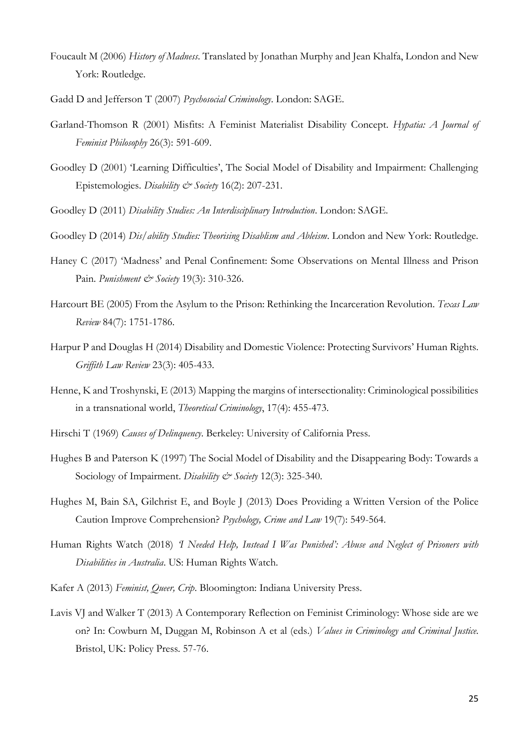Foucault M (2006) *History of Madness*. Translated by Jonathan Murphy and Jean Khalfa, London and New York: Routledge.

Gadd D and Jefferson T (2007) *Psychosocial Criminology*. London: SAGE.

Garland-Thomson R (2001) Misfits: A Feminist Materialist Disability Concept. *Hypatia: A Journal of Feminist Philosophy* 26(3): 591-609.

Goodley D (2001) 'Learning Difficulties', The Social Model of Disability and Impairment: Challenging Epistemologies. *Disability & Society* 16(2): 207-231.

Goodley D (2011) *Disability Studies: An Interdisciplinary Introduction*. London: SAGE.

Goodley D (2014) *Dis/ability Studies: Theorising Disablism and Ableism*. London and New York: Routledge.

Haney C (2017) 'Madness' and Penal Confinement: Some Observations on Mental Illness and Prison Pain. *Punishment & Society* 19(3): 310-326.

Harcourt BE (2005) From the Asylum to the Prison: Rethinking the Incarceration Revolution. *Texas Law Review* 84(7): 1751-1786.

Harpur P and Douglas H (2014) Disability and Domestic Violence: Protecting Survivors' Human Rights. *Griffith Law Review* 23(3): 405-433.

Henne, K and Troshynski, E (2013) Mapping the margins of intersectionality: Criminological possibilities in a transnational world, *Theoretical Criminology*, 17(4): 455-473.

Hirschi T (1969) *Causes of Delinquency*. Berkeley: University of California Press.

Hughes B and Paterson K (1997) The Social Model of Disability and the Disappearing Body: Towards a Sociology of Impairment. *Disability & Society* 12(3): 325-340.

Hughes M, Bain SA, Gilchrist E, and Boyle J (2013) Does Providing a Written Version of the Police Caution Improve Comprehension? *Psychology, Crime and Law* 19(7): 549-564.

Human Rights Watch (2018) *'I Needed Help, Instead I Was Punished': Abuse and Neglect of Prisoners with Disabilities in Australia*. US: Human Rights Watch.

Kafer A (2013) *Feminist, Queer, Crip*. Bloomington: Indiana University Press.

Lavis VJ and Walker T (2013) A Contemporary Reflection on Feminist Criminology: Whose side are we on? In: Cowburn M, Duggan M, Robinson A et al (eds.) *Values in Criminology and Criminal Justice*. Bristol, UK: Policy Press. 57-76.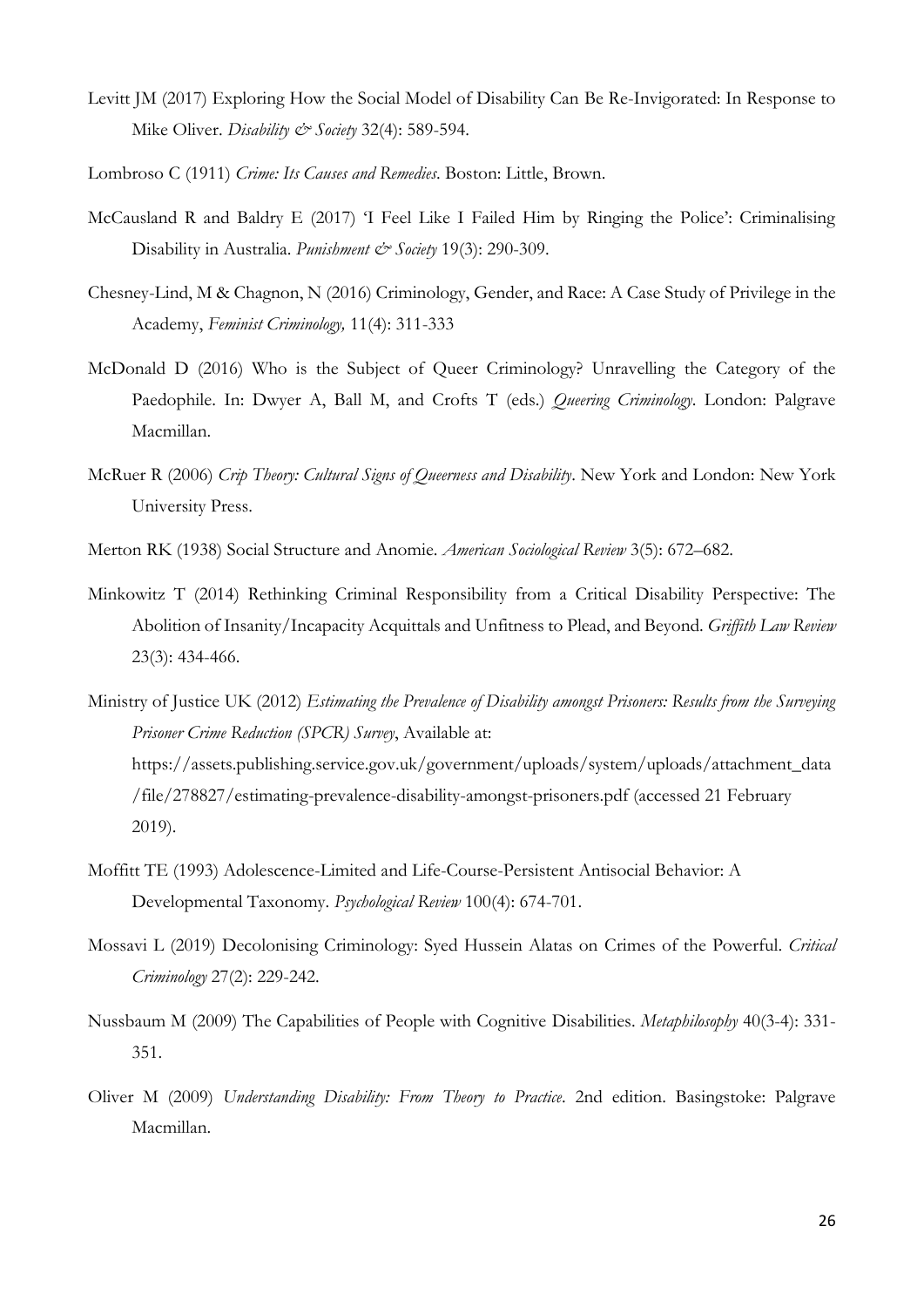Levitt JM (2017) Exploring How the Social Model of Disability Can Be Re-Invigorated: In Response to Mike Oliver. *Disability & Society* 32(4): 589-594.

Lombroso C (1911) *Crime: Its Causes and Remedies*. Boston: Little, Brown.

McCausland R and Baldry E (2017) 'I Feel Like I Failed Him by Ringing the Police': Criminalising Disability in Australia. *Punishment & Society* 19(3): 290-309.

Chesney-Lind, M & Chagnon, N (2016) Criminology, Gender, and Race: A Case Study of Privilege in the Academy, *Feminist Criminology,* 11(4): 311-333

McDonald D (2016) Who is the Subject of Queer Criminology? Unravelling the Category of the Paedophile. In: Dwyer A, Ball M, and Crofts T (eds.) *Queering Criminology*. London: Palgrave Macmillan.

McRuer R (2006) *Crip Theory: Cultural Signs of Queerness and Disability*. New York and London: New York University Press.

Merton RK (1938) Social Structure and Anomie. *American Sociological Review* 3(5): 672–682.

Minkowitz T (2014) Rethinking Criminal Responsibility from a Critical Disability Perspective: The Abolition of Insanity/Incapacity Acquittals and Unfitness to Plead, and Beyond. *Griffith Law Review* 23(3): 434-466.

Ministry of Justice UK (2012) *Estimating the Prevalence of Disability amongst Prisoners: Results from the Surveying Prisoner Crime Reduction (SPCR) Survey*, Available at: https://assets.publishing.service.gov.uk/government/uploads/system/uploads/attachment_data/file/278827/estimating-prevalence-disability-amongst-prisoners.pdf (accessed 21 February 2019).

Moffitt TE (1993) Adolescence-Limited and Life-Course-Persistent Antisocial Behavior: A Developmental Taxonomy. *Psychological Review* 100(4): 674-701.

Mossavi L (2019) Decolonising Criminology: Syed Hussein Alatas on Crimes of the Powerful. *Critical Criminology* 27(2): 229-242.

Nussbaum M (2009) The Capabilities of People with Cognitive Disabilities. *Metaphilosophy* 40(3-4): 331-351.

Oliver M (2009) *Understanding Disability: From Theory to Practice*. 2nd edition. Basingstoke: Palgrave Macmillan.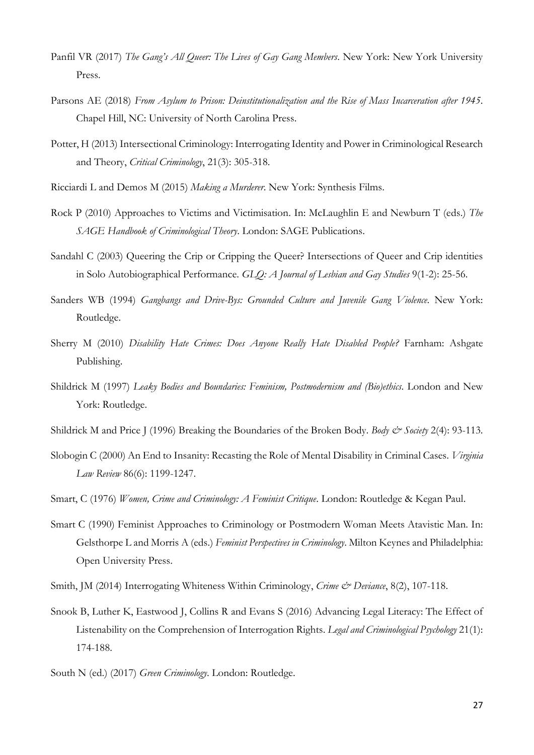Panfil VR (2017) *The Gang's All Queer: The Lives of Gay Gang Members*. New York: New York University Press.

Parsons AE (2018) *From Asylum to Prison: Deinstitutionalization and the Rise of Mass Incarceration after 1945*. Chapel Hill, NC: University of North Carolina Press.

Potter, H (2013) Intersectional Criminology: Interrogating Identity and Power in Criminological Research and Theory, *Critical Criminology*, 21(3): 305-318.

Ricciardi L and Demos M (2015) *Making a Murderer*. New York: Synthesis Films.

Rock P (2010) Approaches to Victims and Victimisation. In: McLaughlin E and Newburn T (eds.) *The SAGE Handbook of Criminological Theory*. London: SAGE Publications.

Sandahl C (2003) Queering the Crip or Cripping the Queer? Intersections of Queer and Crip identities in Solo Autobiographical Performance. *GLQ: A Journal of Lesbian and Gay Studies* 9(1-2): 25-56.

Sanders WB (1994) *Gangbangs and Drive-Bys: Grounded Culture and Juvenile Gang Violence*. New York: Routledge.

Sherry M (2010) *Disability Hate Crimes: Does Anyone Really Hate Disabled People?* Farnham: Ashgate Publishing.

Shildrick M (1997) *Leaky Bodies and Boundaries: Feminism, Postmodernism and (Bio)ethics*. London and New York: Routledge.

Shildrick M and Price J (1996) Breaking the Boundaries of the Broken Body. *Body & Society* 2(4): 93-113.

Slobogin C (2000) An End to Insanity: Recasting the Role of Mental Disability in Criminal Cases. *Virginia Law Review* 86(6): 1199-1247.

Smart, C (1976) *Women, Crime and Criminology: A Feminist Critique*. London: Routledge & Kegan Paul.

Smart C (1990) Feminist Approaches to Criminology or Postmodern Woman Meets Atavistic Man. In: Gelsthorpe L and Morris A (eds.) *Feminist Perspectives in Criminology*. Milton Keynes and Philadelphia: Open University Press.

Smith, JM (2014) Interrogating Whiteness Within Criminology, *Crime & Deviance*, 8(2), 107-118.

Snook B, Luther K, Eastwood J, Collins R and Evans S (2016) Advancing Legal Literacy: The Effect of Listenability on the Comprehension of Interrogation Rights. *Legal and Criminological Psychology* 21(1): 174-188.

South N (ed.) (2017) *Green Criminology*. London: Routledge.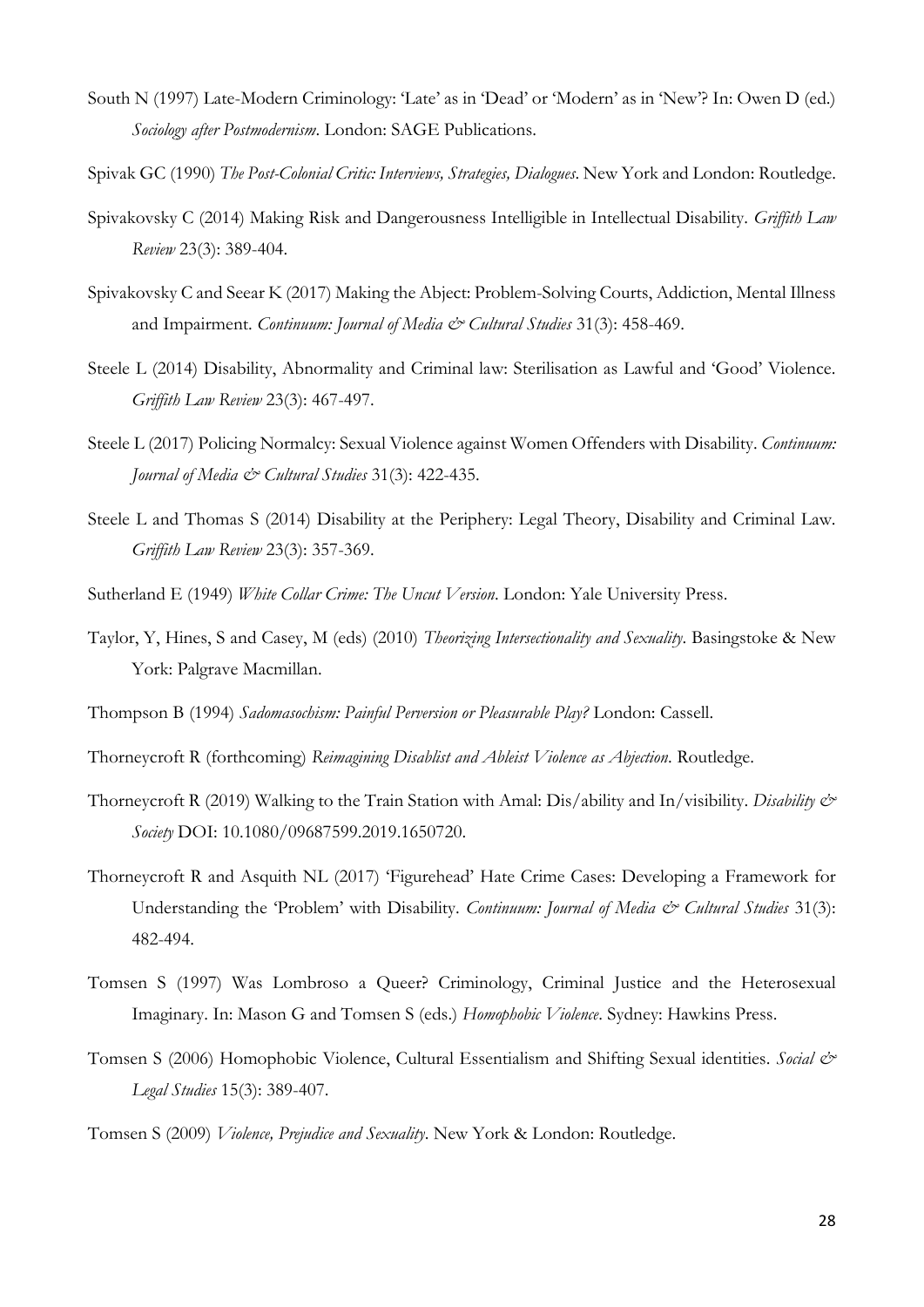South N (1997) Late-Modern Criminology: 'Late' as in 'Dead' or 'Modern' as in 'New'? In: Owen D (ed.) *Sociology after Postmodernism*. London: SAGE Publications.

Spivak GC (1990) *The Post-Colonial Critic: Interviews, Strategies, Dialogues*. New York and London: Routledge.

Spivakovsky C (2014) Making Risk and Dangerousness Intelligible in Intellectual Disability. *Griffith Law Review* 23(3): 389-404.

Spivakovsky C and Seear K (2017) Making the Abject: Problem-Solving Courts, Addiction, Mental Illness and Impairment. *Continuum: Journal of Media & Cultural Studies* 31(3): 458-469.

Steele L (2014) Disability, Abnormality and Criminal law: Sterilisation as Lawful and 'Good' Violence. *Griffith Law Review* 23(3): 467-497.

Steele L (2017) Policing Normalcy: Sexual Violence against Women Offenders with Disability. *Continuum: Journal of Media & Cultural Studies* 31(3): 422-435.

Steele L and Thomas S (2014) Disability at the Periphery: Legal Theory, Disability and Criminal Law. *Griffith Law Review* 23(3): 357-369.

Sutherland E (1949) *White Collar Crime: The Uncut Version*. London: Yale University Press.

Taylor, Y, Hines, S and Casey, M (eds) (2010) *Theorizing Intersectionality and Sexuality*. Basingstoke & New York: Palgrave Macmillan.

Thompson B (1994) *Sadomasochism: Painful Perversion or Pleasurable Play?* London: Cassell.

Thorneycroft R (forthcoming) *Reimagining Disablist and Ableist Violence as Abjection*. Routledge.

Thorneycroft R (2019) Walking to the Train Station with Amal: Dis/ability and In/visibility. *Disability & Society* DOI: 10.1080/09687599.2019.1650720.

Thorneycroft R and Asquith NL (2017) 'Figurehead' Hate Crime Cases: Developing a Framework for Understanding the 'Problem' with Disability. *Continuum: Journal of Media & Cultural Studies* 31(3): 482-494.

Tomsen S (1997) Was Lombroso a Queer? Criminology, Criminal Justice and the Heterosexual Imaginary. In: Mason G and Tomsen S (eds.) *Homophobic Violence*. Sydney: Hawkins Press.

Tomsen S (2006) Homophobic Violence, Cultural Essentialism and Shifting Sexual identities. *Social & Legal Studies* 15(3): 389-407.

Tomsen S (2009) *Violence, Prejudice and Sexuality*. New York & London: Routledge.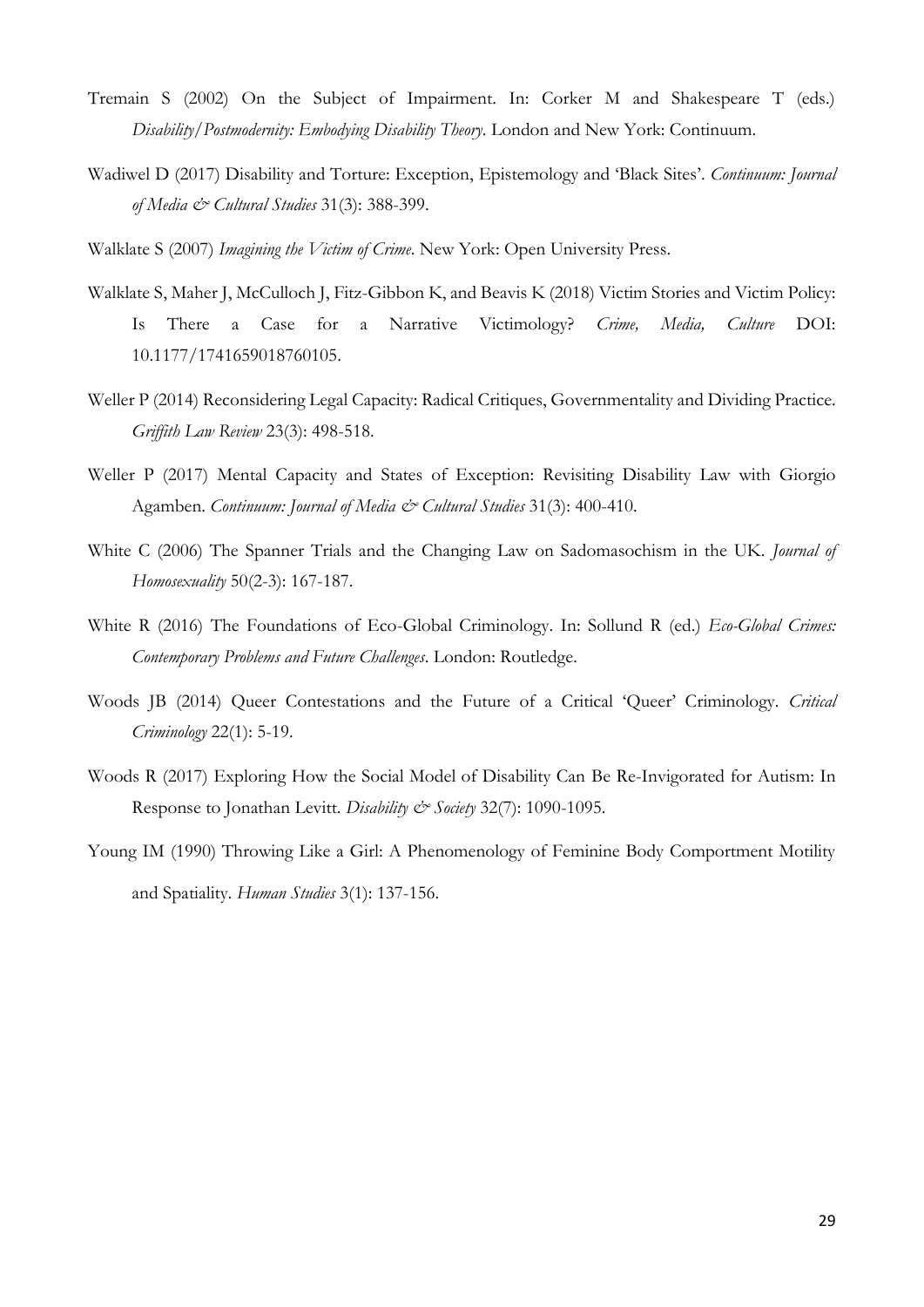Tremain S (2002) On the Subject of Impairment. In: Corker M and Shakespeare T (eds.) *Disability/Postmodernity: Embodying Disability Theory*. London and New York: Continuum.

Wadiwel D (2017) Disability and Torture: Exception, Epistemology and 'Black Sites'. *Continuum: Journal of Media & Cultural Studies* 31(3): 388-399.

Walklate S (2007) *Imagining the Victim of Crime*. New York: Open University Press.

Walklate S, Maher J, McCulloch J, Fitz-Gibbon K, and Beavis K (2018) Victim Stories and Victim Policy: Is There a Case for a Narrative Victimology? *Crime, Media, Culture* DOI: 10.1177/1741659018760105.

Weller P (2014) Reconsidering Legal Capacity: Radical Critiques, Governmentality and Dividing Practice. *Griffith Law Review* 23(3): 498-518.

Weller P (2017) Mental Capacity and States of Exception: Revisiting Disability Law with Giorgio Agamben. *Continuum: Journal of Media & Cultural Studies* 31(3): 400-410.

White C (2006) The Spanner Trials and the Changing Law on Sadomasochism in the UK. *Journal of Homosexuality* 50(2-3): 167-187.

White R (2016) The Foundations of Eco-Global Criminology. In: Sollund R (ed.) *Eco-Global Crimes: Contemporary Problems and Future Challenges*. London: Routledge.

Woods JB (2014) Queer Contestations and the Future of a Critical 'Queer' Criminology. *Critical Criminology* 22(1): 5-19.

Woods R (2017) Exploring How the Social Model of Disability Can Be Re-Invigorated for Autism: In Response to Jonathan Levitt. *Disability & Society* 32(7): 1090-1095.

Young IM (1990) Throwing Like a Girl: A Phenomenology of Feminine Body Comportment Motility and Spatiality. *Human Studies* 3(1): 137-156.